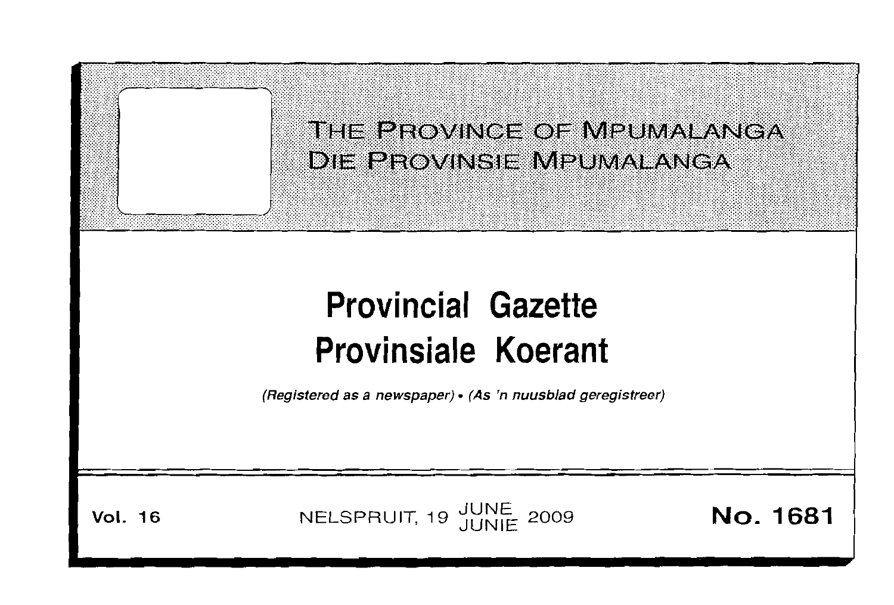# THE PROVINCE OF MPUMALANGA
# DIE PROVINSIE MPUMALANGA

# Provincial Gazette
# Provinsiale Koerant

*(Registered as a newspaper)* • *(As 'n nuusblad geregistreer)*

**Vol. 16** NELSPRUIT, 19 JUNE JUNIE 2009 **No. 1681**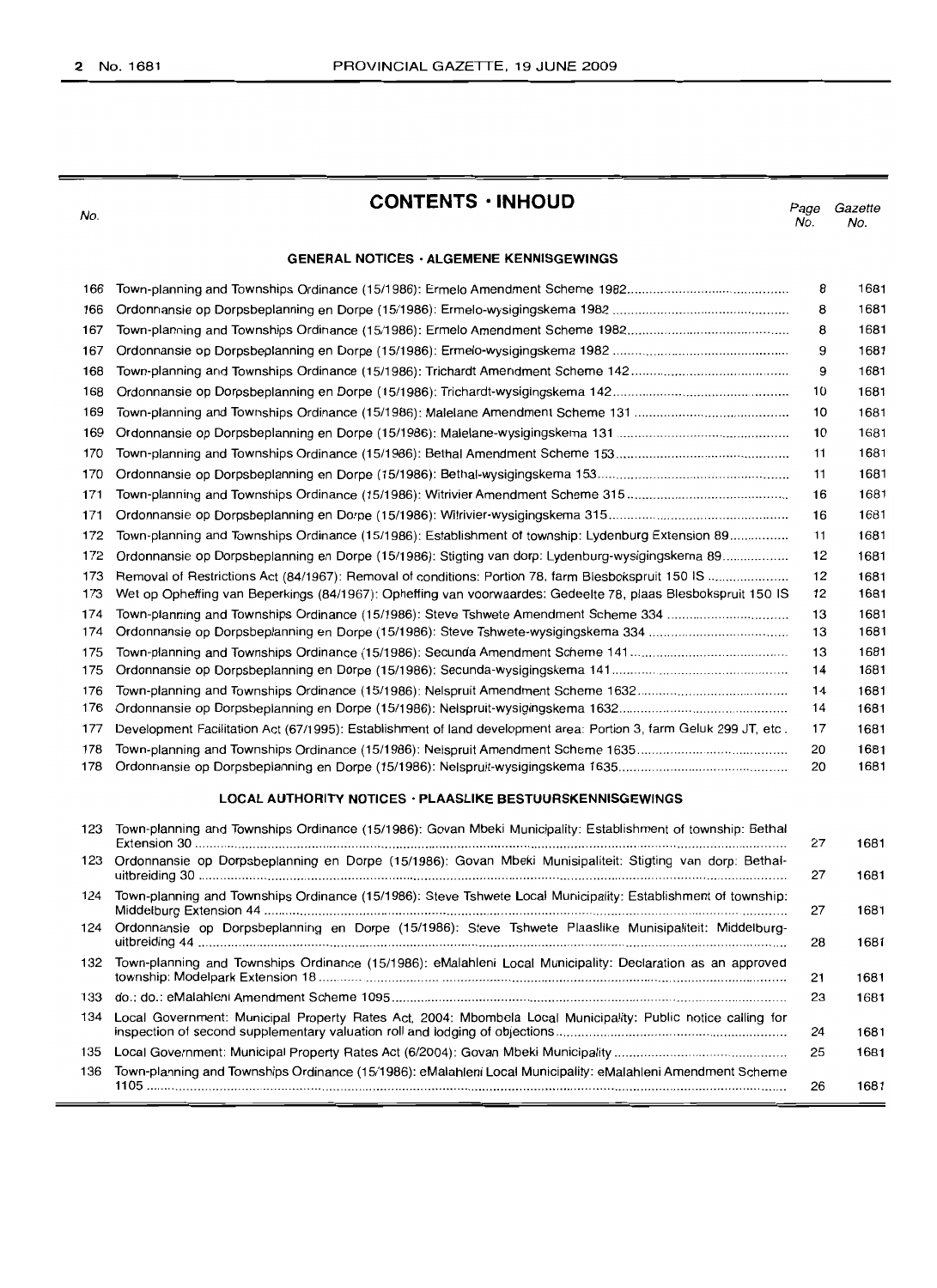# CONTENTS · INHOUD

| No. | | Page No. | Gazette No. |
|---|---|---|---|
| | **GENERAL NOTICES · ALGEMENE KENNISGEWINGS** | | |
| 166 | Town-planning and Townships Ordinance (15/1986): Ermelo Amendment Scheme 1982 | 8 | 1681 |
| 166 | Ordonnansie op Dorpsbeplanning en Dorpe (15/1986): Ermelo-wysigingskema 1982 | 8 | 1681 |
| 167 | Town-planning and Townships Ordinance (15/1986): Ermelo Amendment Scheme 1982 | 8 | 1681 |
| 167 | Ordonnansie op Dorpsbeplanning en Dorpe (15/1986): Ermelo-wysigingskema 1982 | 9 | 1681 |
| 168 | Town-planning and Townships Ordinance (15/1986): Trichardt Amendment Scheme 142 | 9 | 1681 |
| 168 | Ordonnansie op Dorpsbeplanning en Dorpe (15/1986): Trichardt-wysigingskema 142 | 10 | 1681 |
| 169 | Town-planning and Townships Ordinance (15/1986): Malelane Amendment Scheme 131 | 10 | 1681 |
| 169 | Ordonnansie op Dorpsbeplanning en Dorpe (15/1986): Malelane-wysigingskema 131 | 10 | 1681 |
| 170 | Town-planning and Townships Ordinance (15/1986): Bethal Amendment Scheme 153 | 11 | 1681 |
| 170 | Ordonnansie op Dorpsbeplanning en Dorpe (15/1986): Bethal-wysigingskema 153 | 11 | 1681 |
| 171 | Town-planning and Townships Ordinance (15/1986): Witrivier Amendment Scheme 315 | 16 | 1681 |
| 171 | Ordonnansie op Dorpsbeplanning en Dorpe (15/1986): Witrivier-wysigingskema 315 | 16 | 1681 |
| 172 | Town-planning and Townships Ordinance (15/1986): Establishment of township: Lydenburg Extension 89 | 11 | 1681 |
| 172 | Ordonnansie op Dorpsbeplanning en Dorpe (15/1986): Stigting van dorp: Lydenburg-wysigingskema 89 | 12 | 1681 |
| 173 | Removal of Restrictions Act (84/1967): Removal of conditions: Portion 78, farm Blesbokspruit 150 IS | 12 | 1681 |
| 173 | Wet op Opheffing van Beperkings (84/1967): Opheffing van voorwaardes: Gedeelte 78, plaas Blesbokspruit 150 IS | 12 | 1681 |
| 174 | Town-planning and Townships Ordinance (15/1986): Steve Tshwete Amendment Scheme 334 | 13 | 1681 |
| 174 | Ordonnansie op Dorpsbeplanning en Dorpe (15/1986): Steve Tshwete-wysigingskema 334 | 13 | 1681 |
| 175 | Town-planning and Townships Ordinance (15/1986): Secunda Amendment Scheme 141 | 13 | 1681 |
| 175 | Ordonnansie op Dorpsbeplanning en Dorpe (15/1986): Secunda-wysigingskema 141 | 14 | 1681 |
| 176 | Town-planning and Townships Ordinance (15/1986): Nelspruit Amendment Scheme 1632 | 14 | 1681 |
| 176 | Ordonnansie op Dorpsbeplanning en Dorpe (15/1986): Nelspruit-wysigingskema 1632 | 14 | 1681 |
| 177 | Development Facilitation Act (67/1995): Establishment of land development area: Portion 3, farm Geluk 299 JT, etc. | 17 | 1681 |
| 178 | Town-planning and Townships Ordinance (15/1986): Nelspruit Amendment Scheme 1635 | 20 | 1681 |
| 178 | Ordonnansie op Dorpsbeplanning en Dorpe (15/1986): Nelspruit-wysigingskema 1635 | 20 | 1681 |
| | **LOCAL AUTHORITY NOTICES · PLAASLIKE BESTUURSKENNISGEWINGS** | | |
| 123 | Town-planning and Townships Ordinance (15/1986): Govan Mbeki Municipality: Establishment of township: Bethal Extension 30 | 27 | 1681 |
| 123 | Ordonnansie op Dorpsbeplanning en Dorpe (15/1986): Govan Mbeki Munisipaliteit: Stigting van dorp: Bethal-uitbreiding 30 | 27 | 1681 |
| 124 | Town-planning and Townships Ordinance (15/1986): Steve Tshwete Local Municipality: Establishment of township: Middelburg Extension 44 | 27 | 1681 |
| 124 | Ordonnansie op Dorpsbeplanning en Dorpe (15/1986): Steve Tshwete Plaaslike Munisipaliteit: Middelburg-uitbreiding 44 | 28 | 1681 |
| 132 | Town-planning and Townships Ordinance (15/1986): eMalahleni Local Municipality: Declaration as an approved township: Modelpark Extension 18 | 21 | 1681 |
| 133 | do.: do.: eMalahleni Amendment Scheme 1095 | 23 | 1681 |
| 134 | Local Government: Municipal Property Rates Act, 2004: Mbombela Local Municipality: Public notice calling for inspection of second supplementary valuation roll and lodging of objections | 24 | 1681 |
| 135 | Local Government: Municipal Property Rates Act (6/2004): Govan Mbeki Municipality | 25 | 1681 |
| 136 | Town-planning and Townships Ordinance (15/1986): eMalahleni Local Municipality: eMalahleni Amendment Scheme 1105 | 26 | 1681 |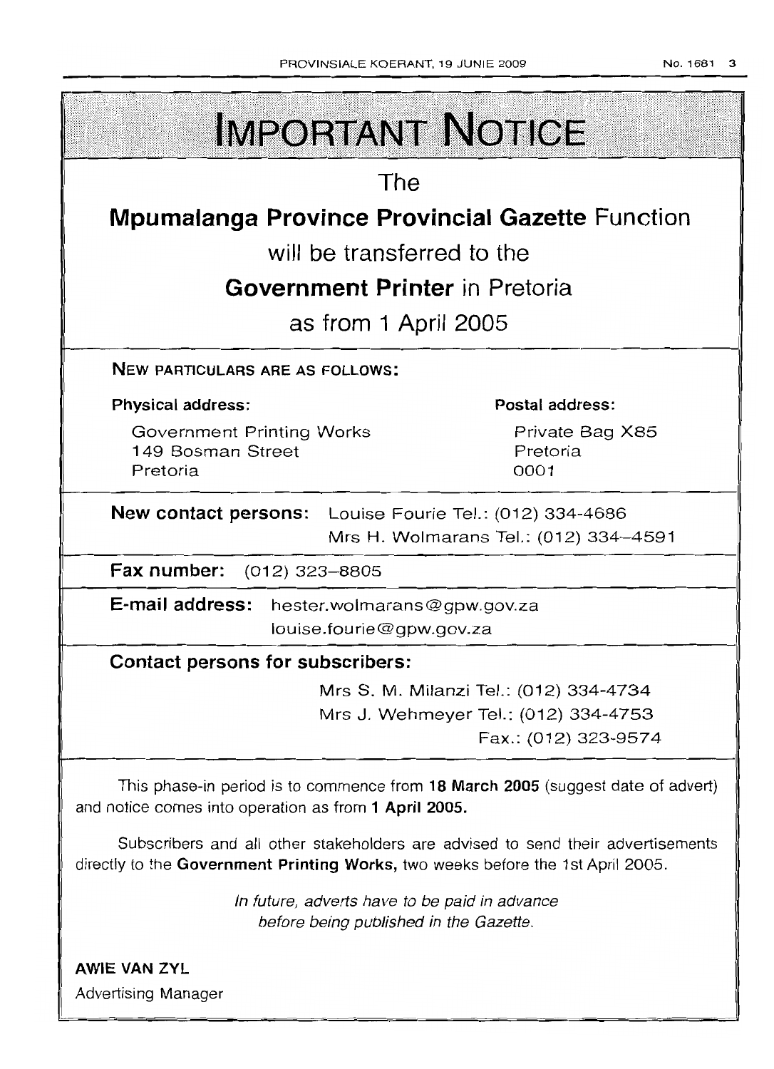# IMPORTANT NOTICE

The

**Mpumalanga Province Provincial Gazette** Function

will be transferred to the

**Government Printer** in Pretoria

as from 1 April 2005

**NEW PARTICULARS ARE AS FOLLOWS:**

**Physical address:**

Government Printing Works
149 Bosman Street
Pretoria

**Postal address:**

Private Bag X85
Pretoria
0001

**New contact persons:** Louise Fourie Tel.: (012) 334-4686
Mrs H. Wolmarans Tel.: (012) 334–4591

**Fax number:** (012) 323–8805

**E-mail address:** hester.wolmarans@gpw.gov.za
louise.fourie@gpw.gov.za

**Contact persons for subscribers:**

Mrs S. M. Milanzi Tel.: (012) 334-4734
Mrs J. Wehmeyer Tel.: (012) 334-4753
Fax.: (012) 323-9574

This phase-in period is to commence from **18 March 2005** (suggest date of advert) and notice comes into operation as from **1 April 2005.**

Subscribers and all other stakeholders are advised to send their advertisements directly to the **Government Printing Works,** two weeks before the 1st April 2005.

*In future, adverts have to be paid in advance before being published in the Gazette.*

**AWIE VAN ZYL**
Advertising Manager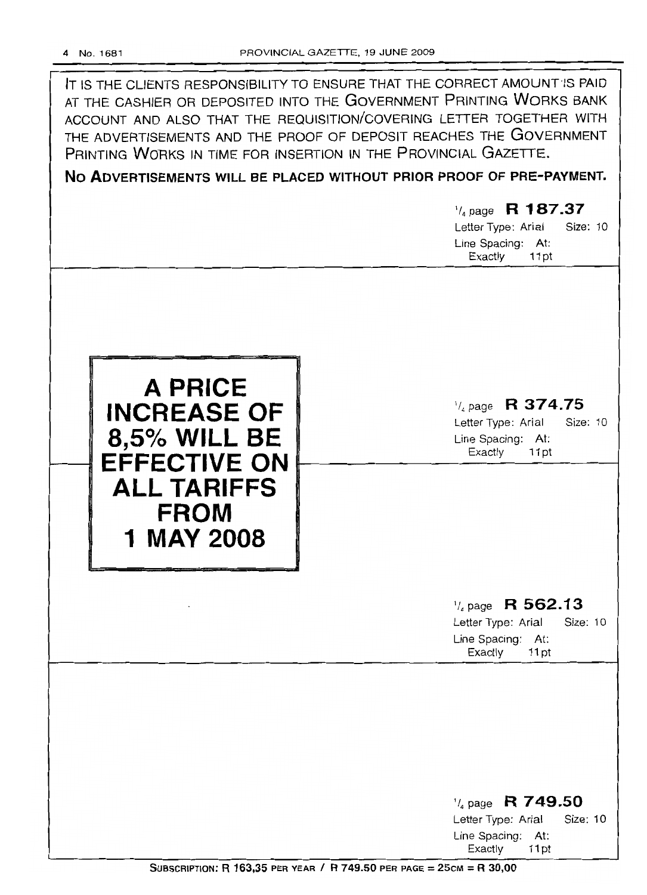IT IS THE CLIENTS RESPONSIBILITY TO ENSURE THAT THE CORRECT AMOUNT IS PAID AT THE CASHIER OR DEPOSITED INTO THE GOVERNMENT PRINTING WORKS BANK ACCOUNT AND ALSO THAT THE REQUISITION/COVERING LETTER TOGETHER WITH THE ADVERTISEMENTS AND THE PROOF OF DEPOSIT REACHES THE GOVERNMENT PRINTING WORKS IN TIME FOR INSERTION IN THE PROVINCIAL GAZETTE.

**NO ADVERTISEMENTS WILL BE PLACED WITHOUT PRIOR PROOF OF PRE-PAYMENT.**

¼ page **R 187.37**
Letter Type: Arial Size: 10
Line Spacing: At: Exactly 11pt

**A PRICE INCREASE OF 8,5% WILL BE EFFECTIVE ON ALL TARIFFS FROM 1 MAY 2008**

¼ page **R 374.75**
Letter Type: Arial Size: 10
Line Spacing: At: Exactly 11pt

¼ page **R 562.13**
Letter Type: Arial Size: 10
Line Spacing: At: Exactly 11pt

¼ page **R 749.50**
Letter Type: Arial Size: 10
Line Spacing: At: Exactly 11pt

SUBSCRIPTION: R 163,35 PER YEAR / R 749.50 PER PAGE = 25CM = R 30,00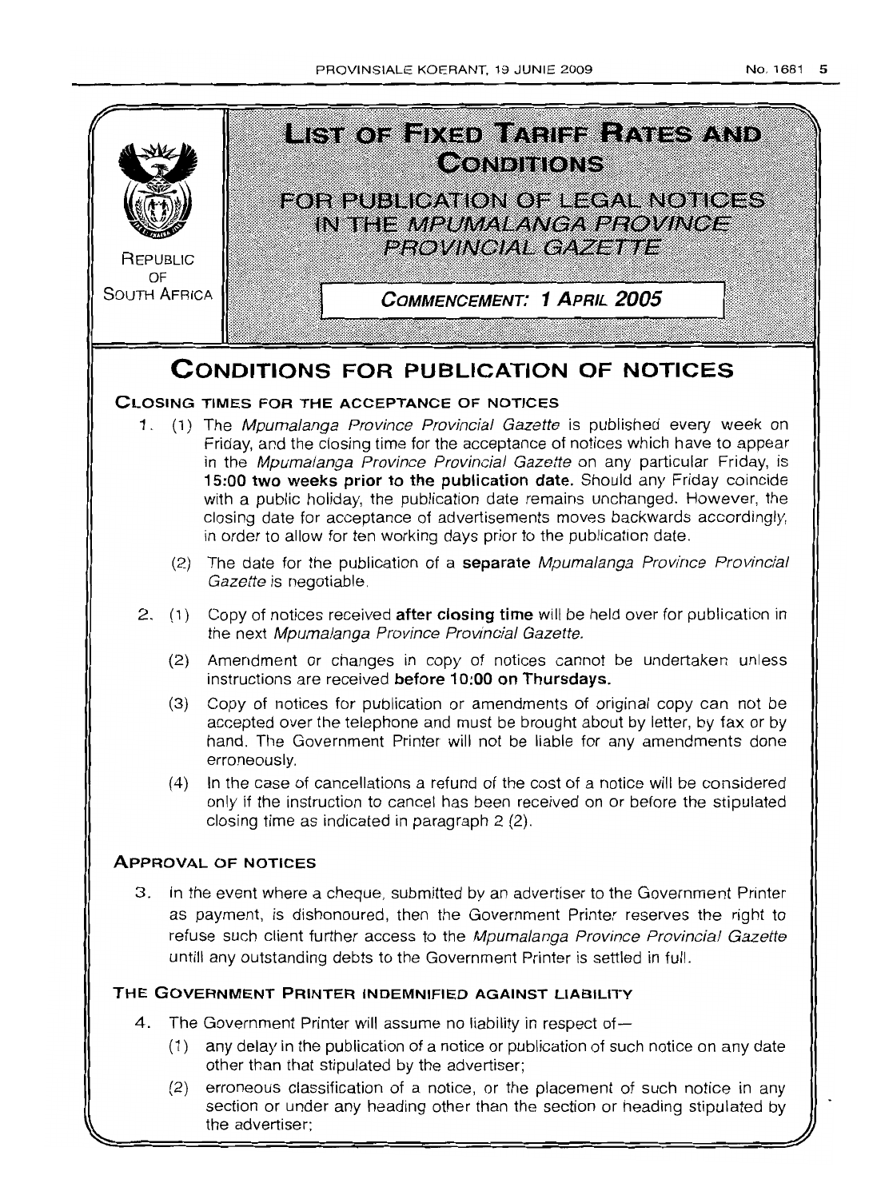REPUBLIC OF SOUTH AFRICA

# LIST OF FIXED TARIFF RATES AND CONDITIONS

## FOR PUBLICATION OF LEGAL NOTICES IN THE *MPUMALANGA PROVINCE PROVINCIAL GAZETTE*

**COMMENCEMENT: 1 APRIL 2005**

# CONDITIONS FOR PUBLICATION OF NOTICES

### CLOSING TIMES FOR THE ACCEPTANCE OF NOTICES

1. (1) The *Mpumalanga Province Provincial Gazette* is published every week on Friday, and the closing time for the acceptance of notices which have to appear in the *Mpumalanga Province Provincial Gazette* on any particular Friday, is **15:00 two weeks prior to the publication date.** Should any Friday coincide with a public holiday, the publication date remains unchanged. However, the closing date for acceptance of advertisements moves backwards accordingly, in order to allow for ten working days prior to the publication date.

   (2) The date for the publication of a **separate** *Mpumalanga Province Provincial Gazette* is negotiable.

2. (1) Copy of notices received **after closing time** will be held over for publication in the next *Mpumalanga Province Provincial Gazette.*

   (2) Amendment or changes in copy of notices cannot be undertaken unless instructions are received **before 10:00 on Thursdays.**

   (3) Copy of notices for publication or amendments of original copy can not be accepted over the telephone and must be brought about by letter, by fax or by hand. The Government Printer will not be liable for any amendments done erroneously.

   (4) In the case of cancellations a refund of the cost of a notice will be considered only if the instruction to cancel has been received on or before the stipulated closing time as indicated in paragraph 2 (2).

### APPROVAL OF NOTICES

3. In the event where a cheque, submitted by an advertiser to the Government Printer as payment, is dishonoured, then the Government Printer reserves the right to refuse such client further access to the *Mpumalanga Province Provincial Gazette* untill any outstanding debts to the Government Printer is settled in full.

### THE GOVERNMENT PRINTER INDEMNIFIED AGAINST LIABILITY

4. The Government Printer will assume no liability in respect of—

   (1) any delay in the publication of a notice or publication of such notice on any date other than that stipulated by the advertiser;

   (2) erroneous classification of a notice, or the placement of such notice in any section or under any heading other than the section or heading stipulated by the advertiser;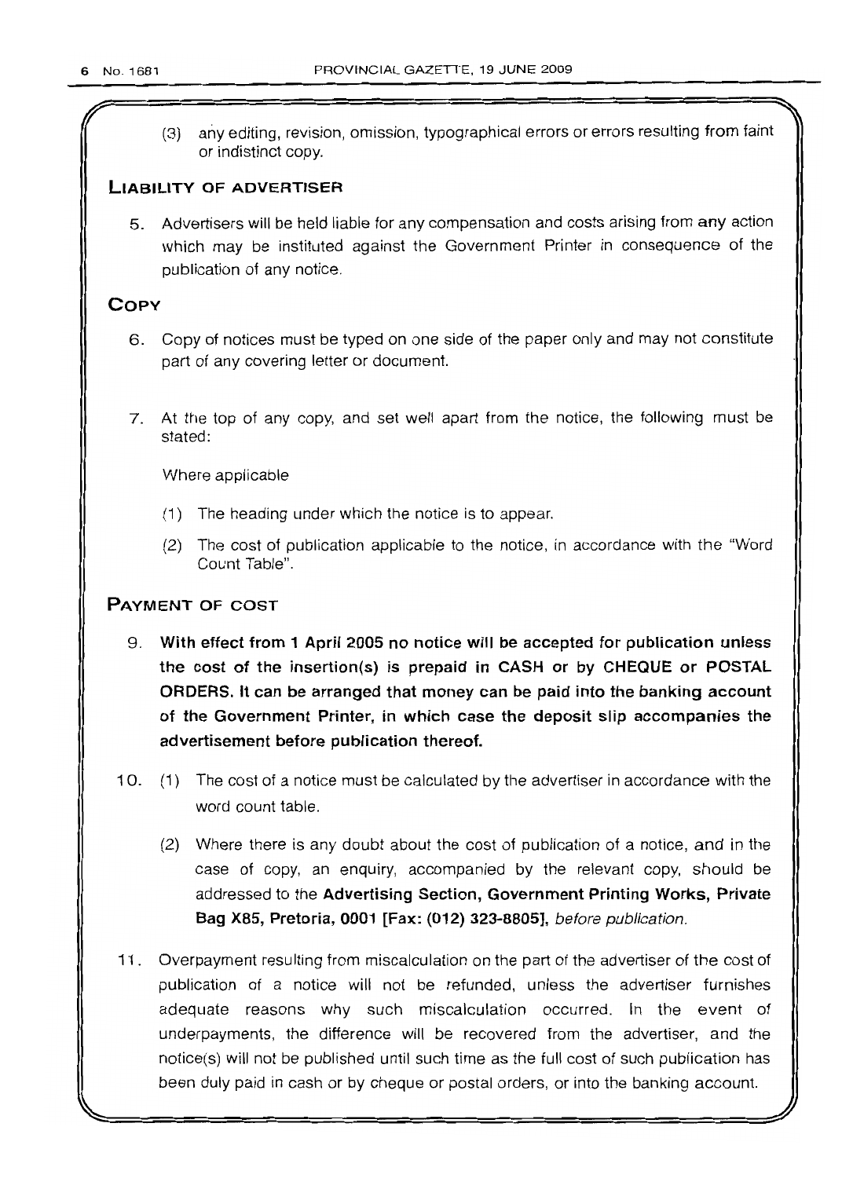(3) any editing, revision, omission, typographical errors or errors resulting from faint or indistinct copy.

## LIABILITY OF ADVERTISER

5. Advertisers will be held liable for any compensation and costs arising from any action which may be instituted against the Government Printer in consequence of the publication of any notice.

## COPY

6. Copy of notices must be typed on one side of the paper only and may not constitute part of any covering letter or document.

7. At the top of any copy, and set well apart from the notice, the following must be stated:

   Where applicable

   (1) The heading under which the notice is to appear.

   (2) The cost of publication applicable to the notice, in accordance with the "Word Count Table".

## PAYMENT OF COST

9. **With effect from 1 April 2005 no notice will be accepted for publication unless the cost of the insertion(s) is prepaid in CASH or by CHEQUE or POSTAL ORDERS. It can be arranged that money can be paid into the banking account of the Government Printer, in which case the deposit slip accompanies the advertisement before publication thereof.**

10. (1) The cost of a notice must be calculated by the advertiser in accordance with the word count table.

    (2) Where there is any doubt about the cost of publication of a notice, and in the case of copy, an enquiry, accompanied by the relevant copy, should be addressed to the **Advertising Section, Government Printing Works, Private Bag X85, Pretoria, 0001 [Fax: (012) 323-8805]**, *before publication*.

11. Overpayment resulting from miscalculation on the part of the advertiser of the cost of publication of a notice will not be refunded, unless the advertiser furnishes adequate reasons why such miscalculation occurred. In the event of underpayments, the difference will be recovered from the advertiser, and the notice(s) will not be published until such time as the full cost of such publication has been duly paid in cash or by cheque or postal orders, or into the banking account.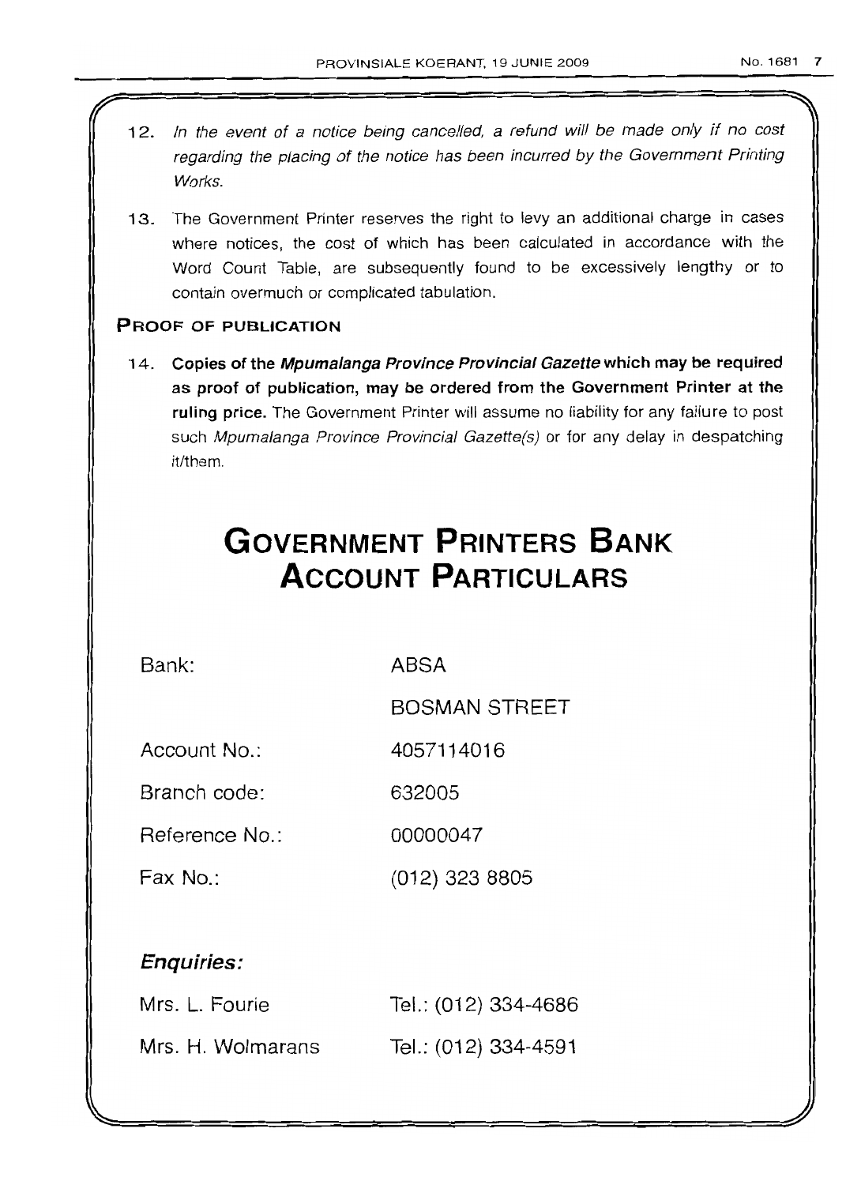12. *In the event of a notice being cancelled, a refund will be made only if no cost regarding the placing of the notice has been incurred by the Government Printing Works.*

13. The Government Printer reserves the right to levy an additional charge in cases where notices, the cost of which has been calculated in accordance with the Word Count Table, are subsequently found to be excessively lengthy or to contain overmuch or complicated tabulation.

## PROOF OF PUBLICATION

14. **Copies of the *Mpumalanga Province Provincial Gazette* which may be required as proof of publication, may be ordered from the Government Printer at the ruling price.** The Government Printer will assume no liability for any failure to post such *Mpumalanga Province Provincial Gazette(s)* or for any delay in despatching it/them.

# GOVERNMENT PRINTERS BANK ACCOUNT PARTICULARS

| | |
|---|---|
| Bank: | ABSA |
| | BOSMAN STREET |
| Account No.: | 4057114016 |
| Branch code: | 632005 |
| Reference No.: | 00000047 |
| Fax No.: | (012) 323 8805 |

### *Enquiries:*

| | |
|---|---|
| Mrs. L. Fourie | Tel.: (012) 334-4686 |
| Mrs. H. Wolmarans | Tel.: (012) 334-4591 |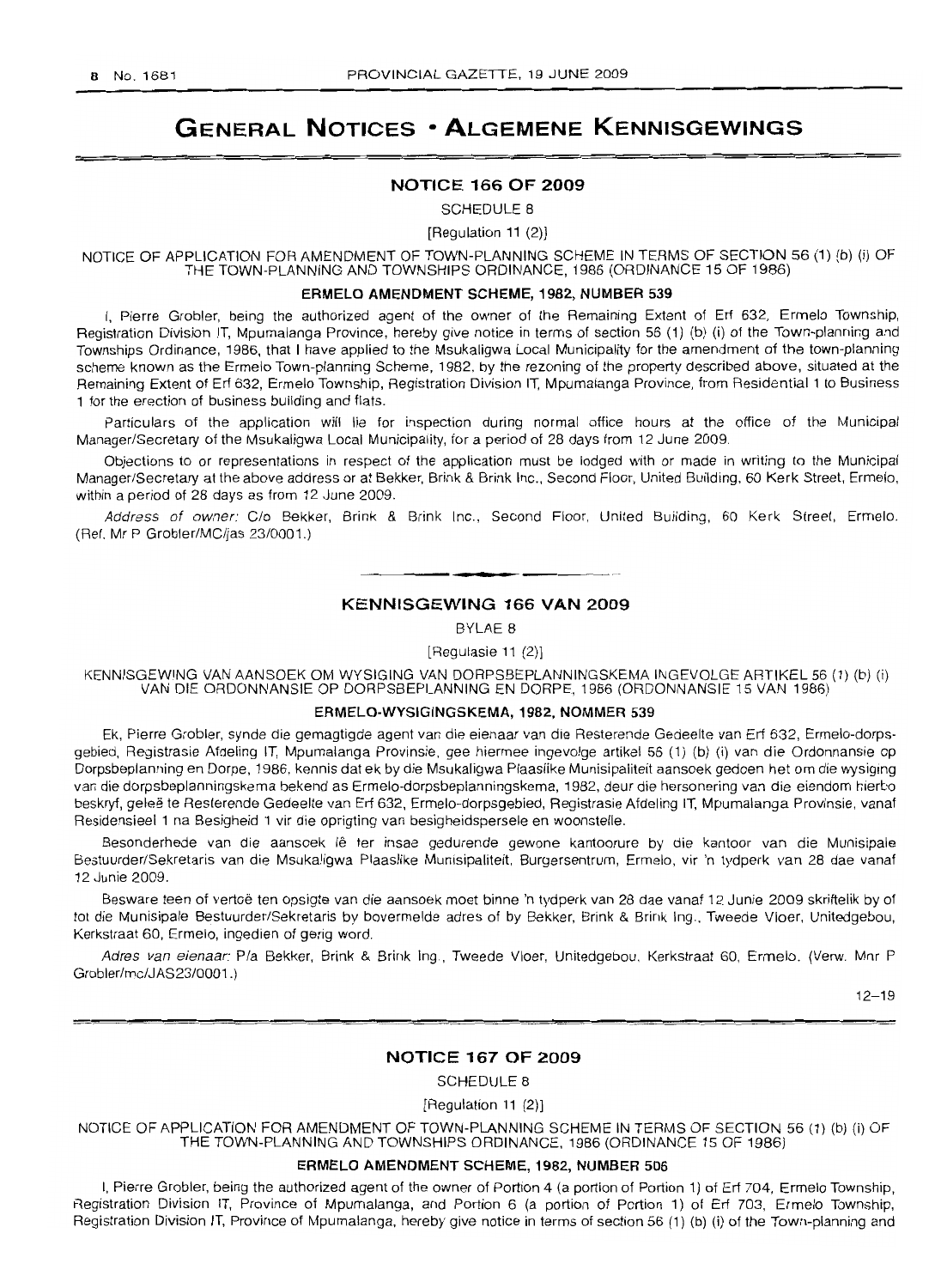# GENERAL NOTICES • ALGEMENE KENNISGEWINGS

## NOTICE 166 OF 2009

SCHEDULE 8

[Regulation 11 (2)]

NOTICE OF APPLICATION FOR AMENDMENT OF TOWN-PLANNING SCHEME IN TERMS OF SECTION 56 (1) (b) (i) OF THE TOWN-PLANNING AND TOWNSHIPS ORDINANCE, 1986 (ORDINANCE 15 OF 1986)

### ERMELO AMENDMENT SCHEME, 1982, NUMBER 539

I, Pierre Grobler, being the authorized agent of the owner of the Remaining Extent of Erf 632, Ermelo Township, Registration Division IT, Mpumalanga Province, hereby give notice in terms of section 56 (1) (b) (i) of the Town-planning and Townships Ordinance, 1986, that I have applied to the Msukaligwa Local Municipality for the amendment of the town-planning scheme known as the Ermelo Town-planning Scheme, 1982, by the rezoning of the property described above, situated at the Remaining Extent of Erf 632, Ermelo Township, Registration Division IT, Mpumalanga Province, from Residential 1 to Business 1 for the erection of business building and flats.

Particulars of the application will lie for inspection during normal office hours at the office of the Municipal Manager/Secretary of the Msukaligwa Local Municipality, for a period of 28 days from 12 June 2009.

Objections to or representations in respect of the application must be lodged with or made in writing to the Municipal Manager/Secretary at the above address or at Bekker, Brink & Brink Inc., Second Floor, United Building, 60 Kerk Street, Ermelo, within a period of 28 days as from 12 June 2009.

*Address of owner:* C/o Bekker, Brink & Brink Inc., Second Floor, United Building, 60 Kerk Street, Ermelo. (Ref. Mr P Grobler/MC/jas 23/0001.)

---

## KENNISGEWING 166 VAN 2009

BYLAE 8

[Regulasie 11 (2)]

KENNISGEWING VAN AANSOEK OM WYSIGING VAN DORPSBEPLANNINGSKEMA INGEVOLGE ARTIKEL 56 (1) (b) (i) VAN DIE ORDONNANSIE OP DORPSBEPLANNING EN DORPE, 1986 (ORDONNANSIE 15 VAN 1986)

### ERMELO-WYSIGINGSKEMA, 1982, NOMMER 539

Ek, Pierre Grobler, synde die gemagtigde agent van die eienaar van die Resterende Gedeelte van Erf 632, Ermelo-dorpsgebied, Registrasie Afdeling IT, Mpumalanga Provinsie, gee hiermee ingevolge artikel 56 (1) (b) (i) van die Ordonnansie op Dorpsbeplanning en Dorpe, 1986, kennis dat ek by die Msukaligwa Plaaslike Munisipaliteit aansoek gedoen het om die wysiging van die dorpsbeplanningskema bekend as Ermelo-dorpsbeplanningskema, 1982, deur die hersonering van die eiendom hierbo beskryf, geleë te Resterende Gedeelte van Erf 632, Ermelo-dorpsgebied, Registrasie Afdeling IT, Mpumalanga Provinsie, vanaf Residensieel 1 na Besigheid 1 vir die oprigting van besigheidspersele en woonstelle.

Besonderhede van die aansoek lê ter insae gedurende gewone kantoorure by die kantoor van die Munisipale Bestuurder/Sekretaris van die Msukaligwa Plaaslike Munisipaliteit, Burgersentrum, Ermelo, vir 'n tydperk van 28 dae vanaf 12 Junie 2009.

Besware teen of vertoë ten opsigte van die aansoek moet binne 'n tydperk van 28 dae vanaf 12 Junie 2009 skriftelik by of tot die Munisipale Bestuurder/Sekretaris by bovermelde adres of by Bekker, Brink & Brink Ing., Tweede Vloer, Unitedgebou, Kerkstraat 60, Ermelo, ingedien of gerig word.

*Adres van eienaar:* P/a Bekker, Brink & Brink Ing., Tweede Vloer, Unitedgebou, Kerkstraat 60, Ermelo. (Verw. Mnr P Grobler/mc/JAS23/0001.)

12–19

---

## NOTICE 167 OF 2009

SCHEDULE 8

[Regulation 11 (2)]

NOTICE OF APPLICATION FOR AMENDMENT OF TOWN-PLANNING SCHEME IN TERMS OF SECTION 56 (1) (b) (i) OF THE TOWN-PLANNING AND TOWNSHIPS ORDINANCE, 1986 (ORDINANCE 15 OF 1986)

### ERMELO AMENDMENT SCHEME, 1982, NUMBER 506

I, Pierre Grobler, being the authorized agent of the owner of Portion 4 (a portion of Portion 1) of Erf 704, Ermelo Township, Registration Division IT, Province of Mpumalanga, and Portion 6 (a portion of Portion 1) of Erf 703, Ermelo Township, Registration Division IT, Province of Mpumalanga, hereby give notice in terms of section 56 (1) (b) (i) of the Town-planning and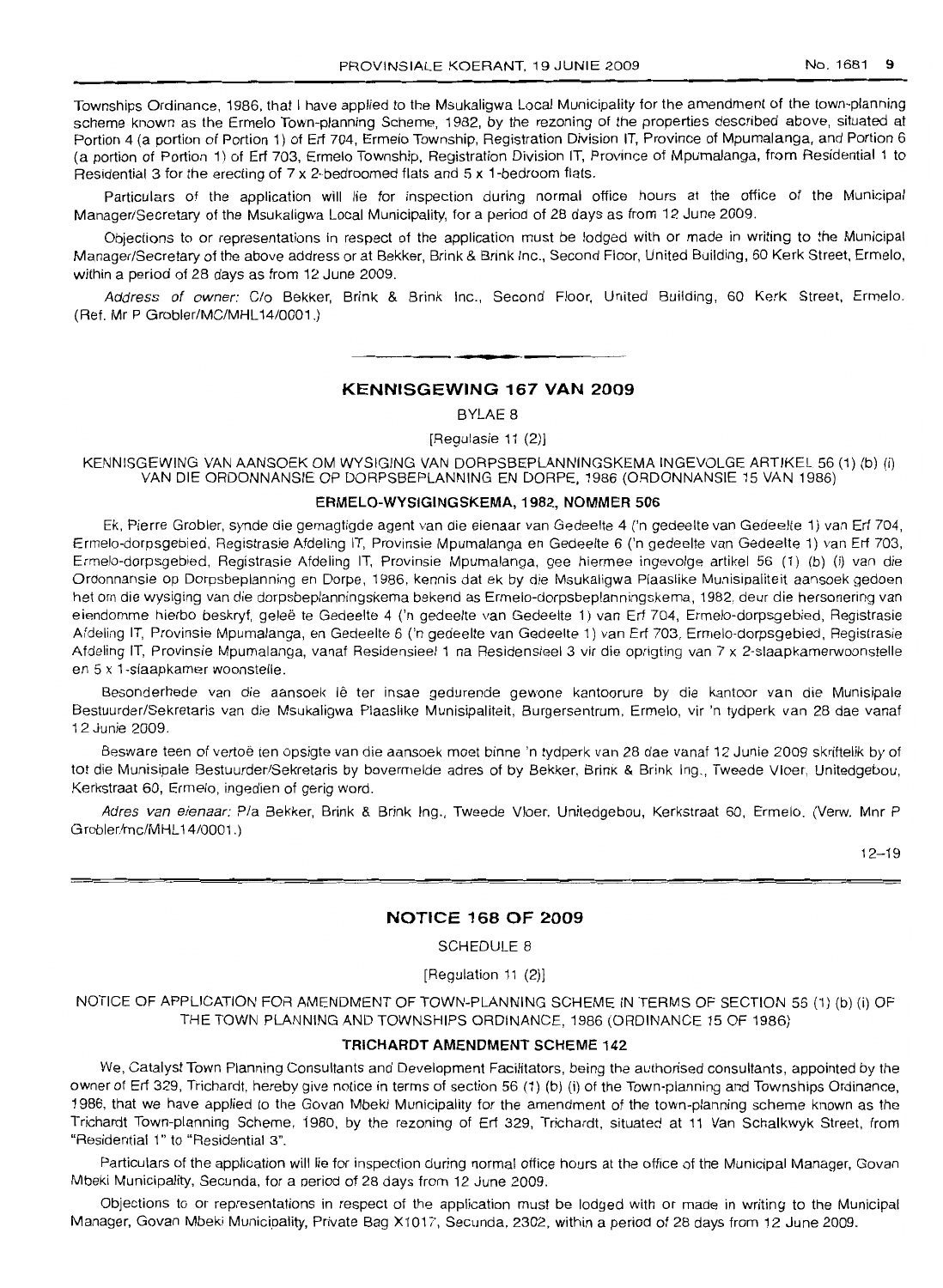Townships Ordinance, 1986, that I have applied to the Msukaligwa Local Municipality for the amendment of the town-planning scheme known as the Ermelo Town-planning Scheme, 1982, by the rezoning of the properties described above, situated at Portion 4 (a portion of Portion 1) of Erf 704, Ermelo Township, Registration Division IT, Province of Mpumalanga, and Portion 6 (a portion of Portion 1) of Erf 703, Ermelo Township, Registration Division IT, Province of Mpumalanga, from Residential 1 to Residential 3 for the erecting of 7 x 2-bedroomed flats and 5 x 1-bedroom flats.

Particulars of the application will lie for inspection during normal office hours at the office of the Municipal Manager/Secretary of the Msukaligwa Local Municipality, for a period of 28 days as from 12 June 2009.

Objections to or representations in respect of the application must be lodged with or made in writing to the Municipal Manager/Secretary of the above address or at Bekker, Brink & Brink Inc., Second Floor, United Building, 60 Kerk Street, Ermelo, within a period of 28 days as from 12 June 2009.

*Address of owner:* C/o Bekker, Brink & Brink Inc., Second Floor, United Building, 60 Kerk Street, Ermelo. (Ref. Mr P Grobler/MC/MHL14/0001.)

## KENNISGEWING 167 VAN 2009

BYLAE 8

[Regulasie 11 (2)]

KENNISGEWING VAN AANSOEK OM WYSIGING VAN DORPSBEPLANNINGSKEMA INGEVOLGE ARTIKEL 56 (1) (b) (i) VAN DIE ORDONNANSIE OP DORPSBEPLANNING EN DORPE, 1986 (ORDONNANSIE 15 VAN 1986)

**ERMELO-WYSIGINGSKEMA, 1982, NOMMER 506**

Ek, Pierre Grobler, synde die gemagtigde agent van die eienaar van Gedeelte 4 ('n gedeelte van Gedeelte 1) van Erf 704, Ermelo-dorpsgebied, Registrasie Afdeling IT, Provinsie Mpumalanga en Gedeelte 6 ('n gedeelte van Gedeelte 1) van Erf 703, Ermelo-dorpsgebied, Registrasie Afdeling IT, Provinsie Mpumalanga, gee hiermee ingevolge artikel 56 (1) (b) (i) van die Ordonnansie op Dorpsbeplanning en Dorpe, 1986, kennis dat ek by die Msukaligwa Plaaslike Munisipaliteit aansoek gedoen het om die wysiging van die dorpsbeplanningskema bekend as Ermelo-dorpsbeplanningskema, 1982, deur die hersonering van eiendomme hierbo beskryf, geleë te Gedeelte 4 ('n gedeelte van Gedeelte 1) van Erf 704, Ermelo-dorpsgebied, Registrasie Afdeling IT, Provinsie Mpumalanga, en Gedeelte 6 ('n gedeelte van Gedeelte 1) van Erf 703, Ermelo-dorpsgebied, Registrasie Afdeling IT, Provinsie Mpumalanga, vanaf Residensieel 1 na Residensieel 3 vir die oprigting van 7 x 2-slaapkamerwoonstelle en 5 x 1-slaapkamer woonstelle.

Besonderhede van die aansoek lê ter insae gedurende gewone kantoorure by die kantoor van die Munisipale Bestuurder/Sekretaris van die Msukaligwa Plaaslike Munisipaliteit, Burgersentrum, Ermelo, vir 'n tydperk van 28 dae vanaf 12 Junie 2009.

Besware teen of vertoë ten opsigte van die aansoek moet binne 'n tydperk van 28 dae vanaf 12 Junie 2009 skriftelik by of tot die Munisipale Bestuurder/Sekretaris by bovermelde adres of by Bekker, Brink & Brink Ing., Tweede Vloer, Unitedgebou, Kerkstraat 60, Ermelo, ingedien of gerig word.

*Adres van eienaar:* P/a Bekker, Brink & Brink Ing., Tweede Vloer, Unitedgebou, Kerkstraat 60, Ermelo. (Verw. Mnr P Grobler/mc/MHL14/0001.)

12–19

## NOTICE 168 OF 2009

SCHEDULE 8

[Regulation 11 (2)]

NOTICE OF APPLICATION FOR AMENDMENT OF TOWN-PLANNING SCHEME IN TERMS OF SECTION 56 (1) (b) (i) OF THE TOWN PLANNING AND TOWNSHIPS ORDINANCE, 1986 (ORDINANCE 15 OF 1986)

**TRICHARDT AMENDMENT SCHEME 142**

We, Catalyst Town Planning Consultants and Development Facilitators, being the authorised consultants, appointed by the owner of Erf 329, Trichardt, hereby give notice in terms of section 56 (1) (b) (i) of the Town-planning and Townships Ordinance, 1986, that we have applied to the Govan Mbeki Municipality for the amendment of the town-planning scheme known as the Trichardt Town-planning Scheme, 1980, by the rezoning of Erf 329, Trichardt, situated at 11 Van Schalkwyk Street, from "Residential 1" to "Residential 3".

Particulars of the application will lie for inspection during normal office hours at the office of the Municipal Manager, Govan Mbeki Municipality, Secunda, for a period of 28 days from 12 June 2009.

Objections to or representations in respect of the application must be lodged with or made in writing to the Municipal Manager, Govan Mbeki Municipality, Private Bag X1017, Secunda, 2302, within a period of 28 days from 12 June 2009.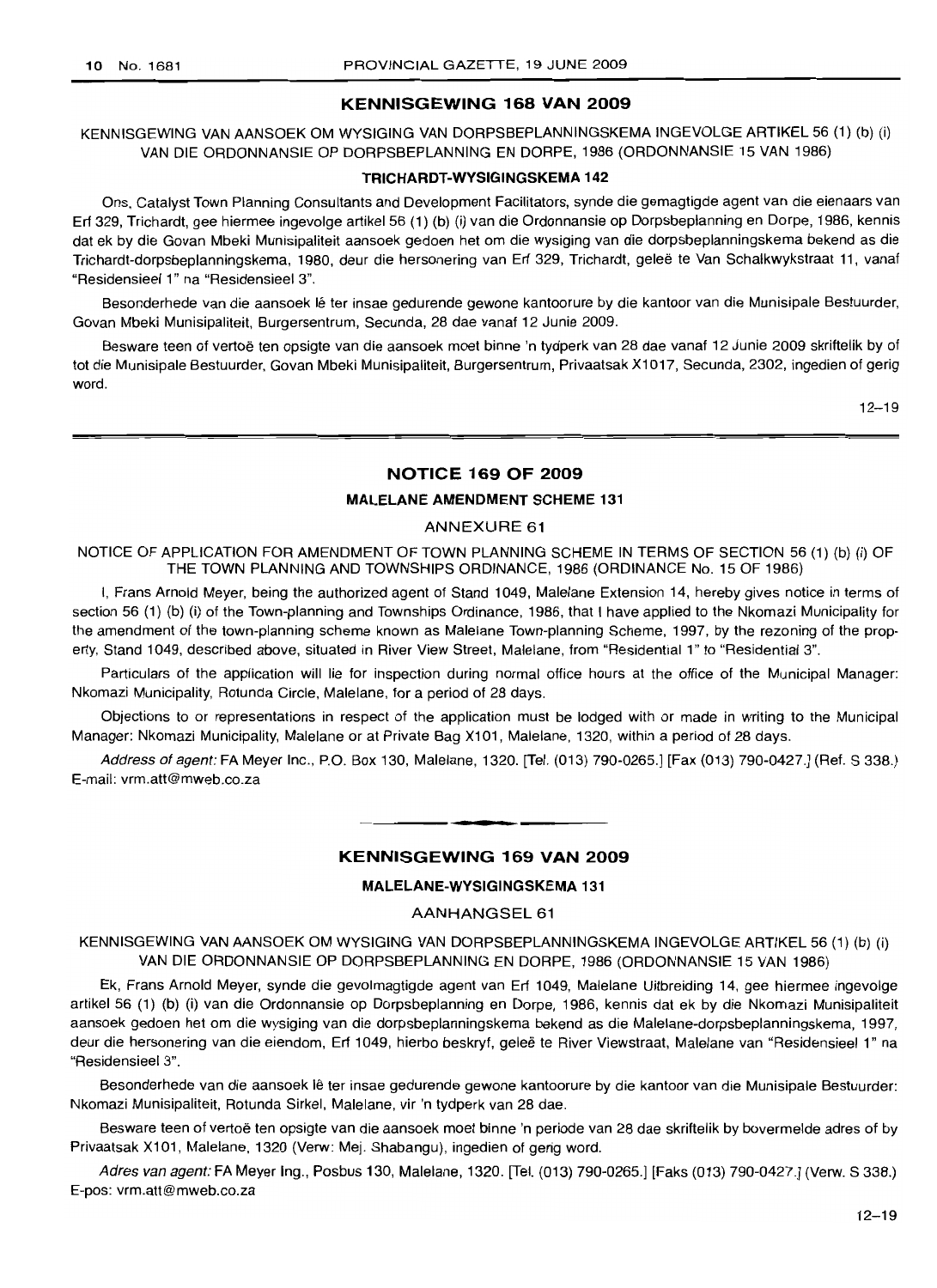## KENNISGEWING 168 VAN 2009

KENNISGEWING VAN AANSOEK OM WYSIGING VAN DORPSBEPLANNINGSKEMA INGEVOLGE ARTIKEL 56 (1) (b) (i) VAN DIE ORDONNANSIE OP DORPSBEPLANNING EN DORPE, 1986 (ORDONNANSIE 15 VAN 1986)

### TRICHARDT-WYSIGINGSKEMA 142

Ons, Catalyst Town Planning Consultants and Development Facilitators, synde die gemagtigde agent van die eienaars van Erf 329, Trichardt, gee hiermee ingevolge artikel 56 (1) (b) (i) van die Ordonnansie op Dorpsbeplanning en Dorpe, 1986, kennis dat ek by die Govan Mbeki Munisipaliteit aansoek gedoen het om die wysiging van die dorpsbeplanningskema bekend as die Trichardt-dorpsbeplanningskema, 1980, deur die hersonering van Erf 329, Trichardt, geleë te Van Schalkwykstraat 11, vanaf "Residensieel 1" na "Residensieel 3".

Besonderhede van die aansoek lê ter insae gedurende gewone kantoorure by die kantoor van die Munisipale Bestuurder, Govan Mbeki Munisipaliteit, Burgersentrum, Secunda, 28 dae vanaf 12 Junie 2009.

Besware teen of vertoë ten opsigte van die aansoek moet binne 'n tydperk van 28 dae vanaf 12 Junie 2009 skriftelik by of tot die Munisipale Bestuurder, Govan Mbeki Munisipaliteit, Burgersentrum, Privaatsak X1017, Secunda, 2302, ingedien of gerig word.

12–19

## NOTICE 169 OF 2009

### MALELANE AMENDMENT SCHEME 131

ANNEXURE 61

NOTICE OF APPLICATION FOR AMENDMENT OF TOWN PLANNING SCHEME IN TERMS OF SECTION 56 (1) (b) (i) OF THE TOWN PLANNING AND TOWNSHIPS ORDINANCE, 1986 (ORDINANCE No. 15 OF 1986)

I, Frans Arnold Meyer, being the authorized agent of Stand 1049, Malelane Extension 14, hereby gives notice in terms of section 56 (1) (b) (i) of the Town-planning and Townships Ordinance, 1986, that I have applied to the Nkomazi Municipality for the amendment of the town-planning scheme known as Malelane Town-planning Scheme, 1997, by the rezoning of the property, Stand 1049, described above, situated in River View Street, Malelane, from "Residential 1" to "Residential 3".

Particulars of the application will lie for inspection during normal office hours at the office of the Municipal Manager: Nkomazi Municipality, Rotunda Circle, Malelane, for a period of 28 days.

Objections to or representations in respect of the application must be lodged with or made in writing to the Municipal Manager: Nkomazi Municipality, Malelane or at Private Bag X101, Malelane, 1320, within a period of 28 days.

*Address of agent:* FA Meyer Inc., P.O. Box 130, Malelane, 1320. [Tel. (013) 790-0265.] [Fax (013) 790-0427.] (Ref. S 338.) E-mail: vrm.att@mweb.co.za

## KENNISGEWING 169 VAN 2009

### MALELANE-WYSIGINGSKEMA 131

AANHANGSEL 61

KENNISGEWING VAN AANSOEK OM WYSIGING VAN DORPSBEPLANNINGSKEMA INGEVOLGE ARTIKEL 56 (1) (b) (i) VAN DIE ORDONNANSIE OP DORPSBEPLANNING EN DORPE, 1986 (ORDONNANSIE 15 VAN 1986)

Ek, Frans Arnold Meyer, synde die gevolmagtigde agent van Erf 1049, Malelane Uitbreiding 14, gee hiermee ingevolge artikel 56 (1) (b) (i) van die Ordonnansie op Dorpsbeplanning en Dorpe, 1986, kennis dat ek by die Nkomazi Munisipaliteit aansoek gedoen het om die wysiging van die dorpsbeplanningskema bekend as die Malelane-dorpsbeplanningskema, 1997, deur die hersonering van die eiendom, Erf 1049, hierbo beskryf, geleë te River Viewstraat, Malelane van "Residensieel 1" na "Residensieel 3".

Besonderhede van die aansoek lê ter insae gedurende gewone kantoorure by die kantoor van die Munisipale Bestuurder: Nkomazi Munisipaliteit, Rotunda Sirkel, Malelane, vir 'n tydperk van 28 dae.

Besware teen of vertoë ten opsigte van die aansoek moet binne 'n periode van 28 dae skriftelik by bovermelde adres of by Privaatsak X101, Malelane, 1320 (Verw: Mej. Shabangu), ingedien of gerig word.

*Adres van agent:* FA Meyer Ing., Posbus 130, Malelane, 1320. [Tel. (013) 790-0265.] [Faks (013) 790-0427.] (Verw. S 338.) E-pos: vrm.att@mweb.co.za

12–19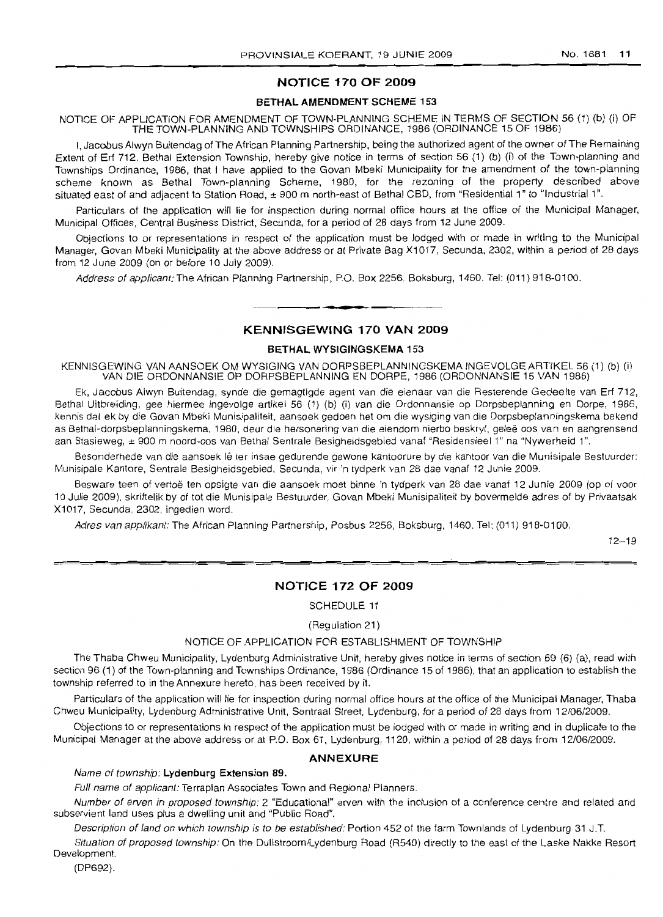## NOTICE 170 OF 2009

### BETHAL AMENDMENT SCHEME 153

NOTICE OF APPLICATION FOR AMENDMENT OF TOWN-PLANNING SCHEME IN TERMS OF SECTION 56 (1) (b) (i) OF THE TOWN-PLANNING AND TOWNSHIPS ORDINANCE, 1986 (ORDINANCE 15 OF 1986)

I, Jacobus Alwyn Buitendag of The African Planning Partnership, being the authorized agent of the owner of The Remaining Extent of Erf 712, Bethal Extension Township, hereby give notice in terms of section 56 (1) (b) (i) of the Town-planning and Townships Ordinance, 1986, that I have applied to the Govan Mbeki Municipality for the amendment of the town-planning scheme known as Bethal Town-planning Scheme, 1980, for the rezoning of the property described above situated east of and adjacent to Station Road, ± 900 m north-east of Bethal CBD, from "Residential 1" to "Industrial 1".

Particulars of the application will lie for inspection during normal office hours at the office of the Municipal Manager, Municipal Offices, Central Business District, Secunda, for a period of 28 days from 12 June 2009.

Objections to or representations in respect of the application must be lodged with or made in writing to the Municipal Manager, Govan Mbeki Municipality at the above address or at Private Bag X1017, Secunda, 2302, within a period of 28 days from 12 June 2009 (on or before 10 July 2009).

*Address of applicant:* The African Planning Partnership, P.O. Box 2256, Boksburg, 1460. Tel: (011) 918-0100.

---

## KENNISGEWING 170 VAN 2009

### BETHAL WYSIGINGSKEMA 153

KENNISGEWING VAN AANSOEK OM WYSIGING VAN DORPSBEPLANNINGSKEMA INGEVOLGE ARTIKEL 56 (1) (b) (i) VAN DIE ORDONNANSIE OP DORPSBEPLANNING EN DORPE, 1986 (ORDONNANSIE 15 VAN 1986)

Ek, Jacobus Alwyn Buitendag, synde die gemagtigde agent van die eienaar van die Resterende Gedeelte van Erf 712, Bethal Uitbreiding, gee hiermee ingevolge artikel 56 (1) (b) (i) van die Ordonnansie op Dorpsbeplanning en Dorpe, 1986, kennis dat ek by die Govan Mbeki Munisipaliteit, aansoek gedoen het om die wysiging van die Dorpsbeplanningskema bekend as Bethal-dorpsbeplanningskema, 1980, deur die hersonering van die eiendom hierbo beskryf, geleë oos van en aangrensend aan Stasieweg, ± 900 m noord-oos van Bethal Sentrale Besigheidsgebied vanaf "Residensieel 1" na "Nywerheid 1".

Besonderhede van die aansoek lê ter insae gedurende gewone kantoorure by die kantoor van die Munisipale Bestuurder: Munisipale Kantore, Sentrale Besigheidsgebied, Secunda, vir 'n tydperk van 28 dae vanaf 12 Junie 2009.

Besware teen of vertoë ten opsigte van die aansoek moet binne 'n tydperk van 28 dae vanaf 12 Junie 2009 (op of voor 10 Julie 2009), skriftelik by of tot die Munisipale Bestuurder, Govan Mbeki Munisipaliteit by bovermelde adres of by Privaatsak X1017, Secunda, 2302, ingedien word.

*Adres van applikant:* The African Planning Partnership, Posbus 2256, Boksburg, 1460. Tel: (011) 918-0100.

12–19

---

## NOTICE 172 OF 2009

SCHEDULE 11

(Regulation 21)

NOTICE OF APPLICATION FOR ESTABLISHMENT OF TOWNSHIP

The Thaba Chweu Municipality, Lydenburg Administrative Unit, hereby gives notice in terms of section 69 (6) (a), read with section 96 (1) of the Town-planning and Townships Ordinance, 1986 (Ordinance 15 of 1986), that an application to establish the township referred to in the Annexure hereto, has been received by it.

Particulars of the application will lie for inspection during normal office hours at the office of the Municipal Manager, Thaba Chweu Municipality, Lydenburg Administrative Unit, Sentraal Street, Lydenburg, for a period of 28 days from 12/06/2009.

Objections to or representations in respect of the application must be lodged with or made in writing and in duplicate to the Municipal Manager at the above address or at P.O. Box 61, Lydenburg, 1120, within a period of 28 days from 12/06/2009.

### ANNEXURE

*Name of township:* **Lydenburg Extension 89.**

*Full name of applicant:* Terraplan Associates Town and Regional Planners.

*Number of erven in proposed township:* 2 "Educational" erven with the inclusion of a conference centre and related and subservient land uses plus a dwelling unit and "Public Road".

*Description of land on which township is to be established:* Portion 452 of the farm Townlands of Lydenburg 31 J.T.

*Situation of proposed township:* On the Dullstroom/Lydenburg Road (R540) directly to the east of the Laske Nakke Resort Development.

(DP692).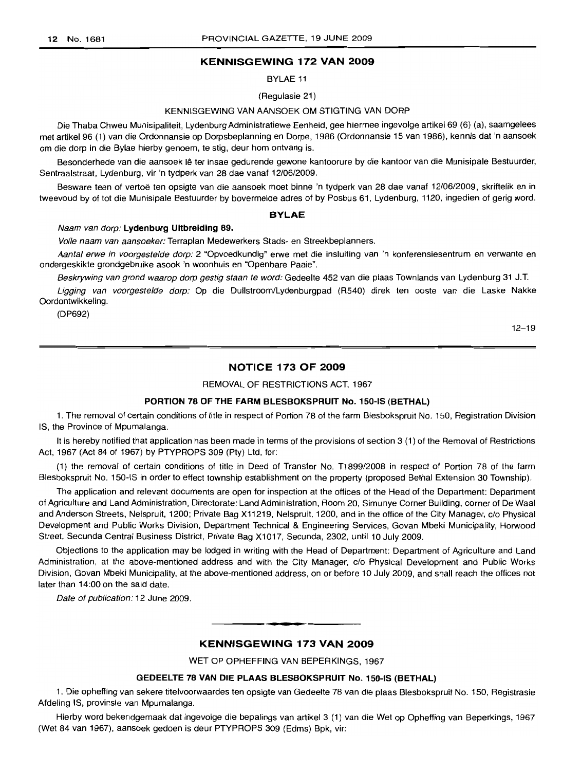## KENNISGEWING 172 VAN 2009

BYLAE 11

(Regulasie 21)

KENNISGEWING VAN AANSOEK OM STIGTING VAN DORP

Die Thaba Chweu Munisipaliteit, Lydenburg Administratiewe Eenheid, gee hiermee ingevolge artikel 69 (6) (a), saamgelees met artikel 96 (1) van die Ordonnansie op Dorpsbeplanning en Dorpe, 1986 (Ordonnansie 15 van 1986), kennis dat 'n aansoek om die dorp in die Bylae hierby genoem, te stig, deur hom ontvang is.

Besonderhede van die aansoek lê ter insae gedurende gewone kantoorure by die kantoor van die Munisipale Bestuurder, Sentraalstraat, Lydenburg, vir 'n tydperk van 28 dae vanaf 12/06/2009.

Besware teen of vertoë ten opsigte van die aansoek moet binne 'n tydperk van 28 dae vanaf 12/06/2009, skriftelik en in tweevoud by of tot die Munisipale Bestuurder by bovermelde adres of by Posbus 61, Lydenburg, 1120, ingedien of gerig word.

### BYLAE

*Naam van dorp:* **Lydenburg Uitbreiding 89.**

*Volle naam van aansoeker:* Terraplan Medewerkers Stads- en Streekbeplanners.

*Aantal erwe in voorgestelde dorp:* 2 "Opvoedkundig" erwe met die insluiting van 'n konferensiesentrum en verwante en ondergeskikte grondgebruike asook 'n woonhuis en "Openbare Paaie".

*Beskrywing van grond waarop dorp gestig staan te word:* Gedeelte 452 van die plaas Townlands van Lydenburg 31 J.T.

*Ligging van voorgestelde dorp:* Op die Dullstroom/Lydenburgpad (R540) direk ten ooste van die Laske Nakke Oordontwikkeling.

(DP692)

12–19

## NOTICE 173 OF 2009

REMOVAL OF RESTRICTIONS ACT, 1967

**PORTION 78 OF THE FARM BLESBOKSPRUIT No. 150-IS (BETHAL)**

1. The removal of certain conditions of title in respect of Portion 78 of the farm Blesbokspruit No. 150, Registration Division IS, the Province of Mpumalanga.

It is hereby notified that application has been made in terms of the provisions of section 3 (1) of the Removal of Restrictions Act, 1967 (Act 84 of 1967) by PTYPROPS 309 (Pty) Ltd, for:

(1) the removal of certain conditions of title in Deed of Transfer No. T1899/2008 in respect of Portion 78 of the farm Blesbokspruit No. 150-IS in order to effect township establishment on the property (proposed Bethal Extension 30 Township).

The application and relevant documents are open for inspection at the offices of the Head of the Department: Department of Agriculture and Land Administration, Directorate: Land Administration, Room 20, Simunye Corner Building, corner of De Waal and Anderson Streets, Nelspruit, 1200; Private Bag X11219, Nelspruit, 1200, and in the office of the City Manager, c/o Physical Development and Public Works Division, Department Technical & Engineering Services, Govan Mbeki Municipality, Horwood Street, Secunda Central Business District, Private Bag X1017, Secunda, 2302, until 10 July 2009.

Objections to the application may be lodged in writing with the Head of Department: Department of Agriculture and Land Administration, at the above-mentioned address and with the City Manager, c/o Physical Development and Public Works Division, Govan Mbeki Municipality, at the above-mentioned address, on or before 10 July 2009, and shall reach the offices not later than 14:00 on the said date.

*Date of publication:* 12 June 2009.

## KENNISGEWING 173 VAN 2009

WET OP OPHEFFING VAN BEPERKINGS, 1967

**GEDEELTE 78 VAN DIE PLAAS BLESBOKSPRUIT No. 150-IS (BETHAL)**

1. Die opheffing van sekere titelvoorwaardes ten opsigte van Gedeelte 78 van die plaas Blesbokspruit No. 150, Registrasie Afdeling IS, provinsie van Mpumalanga.

Hierby word bekendgemaak dat ingevolge die bepalings van artikel 3 (1) van die Wet op Opheffing van Beperkings, 1967 (Wet 84 van 1967), aansoek gedoen is deur PTYPROPS 309 (Edms) Bpk, vir: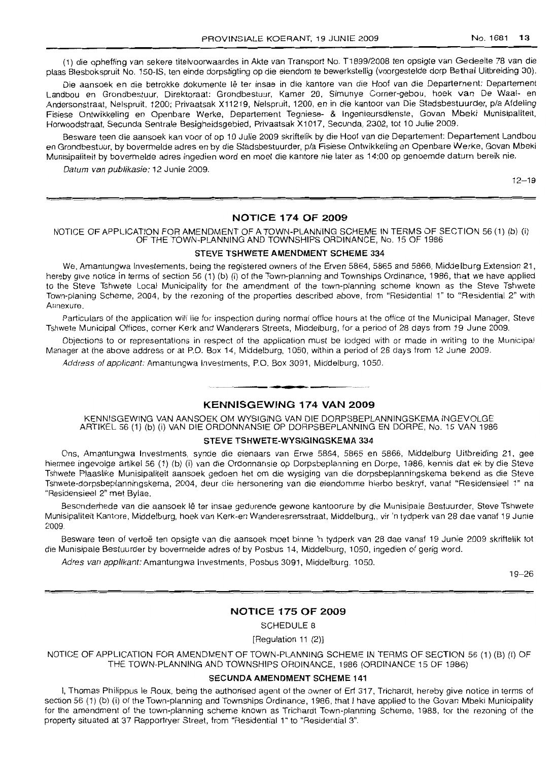(1) die opheffing van sekere titelvoorwaardes in Akte van Transport No. T1899/2008 ten opsigte van Gedeelte 78 van die plaas Blesbokspruit No. 150-IS, ten einde dorpstigting op die eiendom te bewerkstellig (voorgestelde dorp Bethal Uitbreiding 30).

Die aansoek en die betrokke dokumente lê ter insae in die kantore van die Hoof van die Departement: Departement Landbou en Grondbestuur, Direktoraat: Grondbestuur, Kamer 20, Simunye Corner-gebou, hoek van De Waal- en Andersonstraat, Nelspruit, 1200; Privaatsak X11219, Nelspruit, 1200, en in die kantoor van Die Stadsbestuurder, p/a Afdeling Fisiese Ontwikkeling en Openbare Werke, Departement Tegniese- & Ingenieursdienste, Govan Mbeki Munisipaliteit, Horwoodstraat, Secunda Sentrale Besigheidsgebied, Privaatsak X1017, Secunda, 2302, tot 10 Julie 2009.

Besware teen die aansoek kan voor of op 10 Julie 2009 skriftelik by die Hoof van die Departement: Departement Landbou en Grondbestuur, by bovermelde adres en by die Stadsbestuurder, p/a Fisiese Ontwikkeling en Openbare Werke, Govan Mbeki Munisipaliteit by bovermelde adres ingedien word en moet die kantore nie later as 14:00 op genoemde datum bereik nie.

*Datum van publikasie:* 12 Junie 2009.

12–19

## NOTICE 174 OF 2009

NOTICE OF APPLICATION FOR AMENDMENT OF A TOWN-PLANNING SCHEME IN TERMS OF SECTION 56 (1) (b) (i) OF THE TOWN-PLANNING AND TOWNSHIPS ORDINANCE, No. 15 OF 1986

### STEVE TSHWETE AMENDMENT SCHEME 334

We, Amantungwa Investements, being the registered owners of the Erven 5864, 5865 and 5866, Middelburg Extension 21, hereby give notice in terms of section 56 (1) (b) (i) of the Town-planning and Townships Ordinance, 1986, that we have applied to the Steve Tshwete Local Municipality for the amendment of the town-planning scheme known as the Steve Tshwete Town-planing Scheme, 2004, by the rezoning of the properties described above, from "Residential 1" to "Residential 2" with Annexure.

Particulars of the application will lie for inspection during normal office hours at the office of the Municipal Manager, Steve Tshwete Municipal Offices, corner Kerk and Wanderers Streets, Middelburg, for a period of 28 days from 19 June 2009.

Objections to or representations in respect of the application must be lodged with or made in writing to the Municipal Manager at the above address or at P.O. Box 14, Middelburg, 1050, within a period of 28 days from 12 June 2009.

*Address of applicant:* Amantungwa Investments, P.O. Box 3091, Middelburg, 1050.

## KENNISGEWING 174 VAN 2009

KENNISGEWING VAN AANSOEK OM WYSIGING VAN DIE DORPSBEPLANNINGSKEMA INGEVOLGE ARTIKEL 56 (1) (b) (i) VAN DIE ORDONNANSIE OP DORPSBEPLANNING EN DORPE, No. 15 VAN 1986

### STEVE TSHWETE-WYSIGINGSKEMA 334

Ons, Amantungwa Investments, synde die eienaars van Erwe 5864, 5865 en 5866, Middelburg Uitbreiding 21, gee hiermee ingevolge artikel 56 (1) (b) (i) van die Ordonnansie op Dorpsbeplanning en Dorpe, 1986, kennis dat ek by die Steve Tshwete Plaaslike Munisipaliteit aansoek gedoen het om die wysiging van die dorpsbeplanningskema bekend as die Steve Tshwete-dorpsbeplanningskema, 2004, deur die hersonering van die eiendomme hierbo beskryf, vanaf "Residensieel 1" na "Residensieel 2" met Bylae.

Besonderhede van die aansoek lê ter insae gedurende gewone kantoorure by die Munisipale Bestuurder, Steve Tshwete Munisipaliteit Kantore, Middelburg, hoek van Kerk-en Wanderesrersstraat, Middelburg,, vir 'n tydperk van 28 dae vanaf 19 Junie 2009.

Besware teen of vertoë ten opsigte van die aansoek moet binne 'n tydperk van 28 dae vanaf 19 Junie 2009 skriftelik tot die Munisipale Bestuurder by bovermelde adres of by Posbus 14, Middelburg, 1050, ingedien of gerig word.

*Adres van applikant:* Amantungwa Investments, Posbus 3091, Middelburg, 1050.

19–26

## NOTICE 175 OF 2009

SCHEDULE 8

[Regulation 11 (2)]

NOTICE OF APPLICATION FOR AMENDMENT OF TOWN-PLANNING SCHEME IN TERMS OF SECTION 56 (1) (B) (I) OF THE TOWN-PLANNING AND TOWNSHIPS ORDINANCE, 1986 (ORDINANCE 15 OF 1986)

### SECUNDA AMENDMENT SCHEME 141

I, Thomas Philippus le Roux, being the authorised agent of the owner of Erf 317, Trichardt, hereby give notice in terms of section 56 (1) (b) (i) of the Town-planning and Townships Ordinance, 1986, that I have applied to the Govan Mbeki Municipality for the amendment of the town-planning scheme known as Trichardt Town-planning Scheme, 1988, for the rezoning of the property situated at 37 Rapportryer Street, from "Residential 1" to "Residential 3".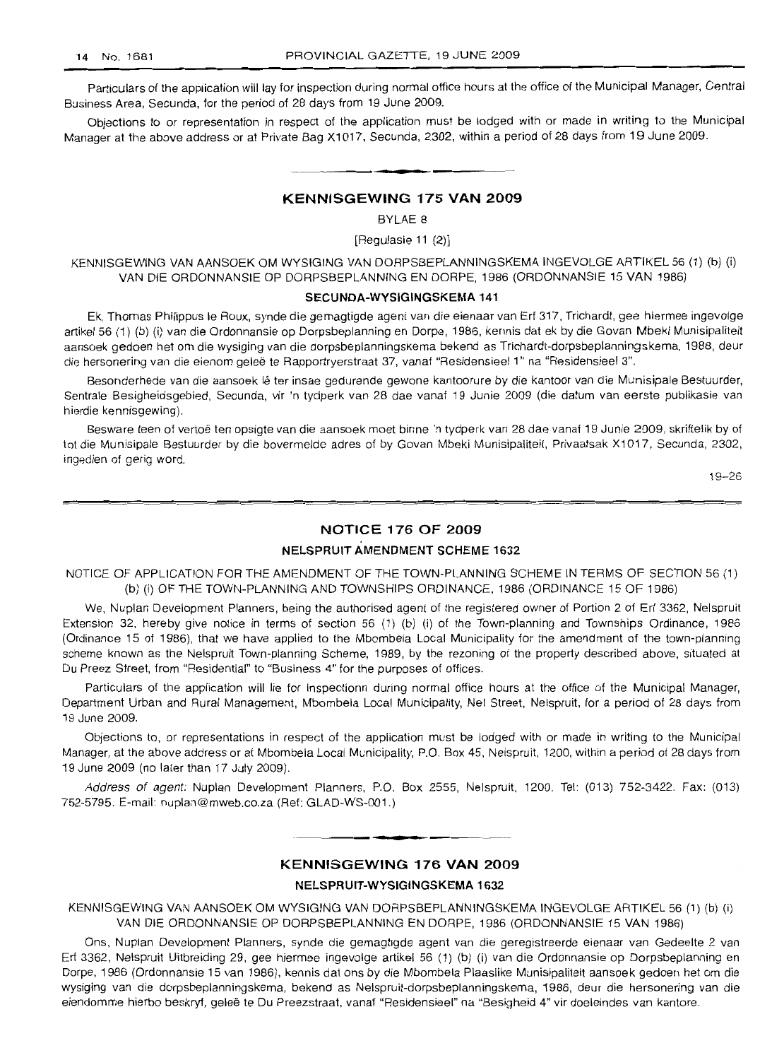Particulars of the application will lay for inspection during normal office hours at the office of the Municipal Manager, Central Business Area, Secunda, for the period of 28 days from 19 June 2009.

Objections to or representation in respect of the application must be lodged with or made in writing to the Municipal Manager at the above address or at Private Bag X1017, Secunda, 2302, within a period of 28 days from 19 June 2009.

## KENNISGEWING 175 VAN 2009

BYLAE 8

[Regulasie 11 (2)]

KENNISGEWING VAN AANSOEK OM WYSIGING VAN DORPSBEPLANNINGSKEMA INGEVOLGE ARTIKEL 56 (1) (b) (i) VAN DIE ORDONNANSIE OP DORPSBEPLANNING EN DORPE, 1986 (ORDONNANSIE 15 VAN 1986)

**SECUNDA-WYSIGINGSKEMA 141**

Ek, Thomas Philippus le Roux, synde die gemagtigde agent van die eienaar van Erf 317, Trichardt, gee hiermee ingevolge artikel 56 (1) (b) (i) van die Ordonnansie op Dorpsbeplanning en Dorpe, 1986, kennis dat ek by die Govan Mbeki Munisipaliteit aansoek gedoen het om die wysiging van die dorpsbeplanningskema bekend as Trichardt-dorpsbeplanningskema, 1988, deur die hersonering van die eienom geleë te Rapportryerstraat 37, vanaf "Residensieel 1" na "Residensieel 3".

Besonderhede van die aansoek lê ter insae gedurende gewone kantoorure by die kantoor van die Munisipale Bestuurder, Sentrale Besigheidsgebied, Secunda, vir 'n tydperk van 28 dae vanaf 19 Junie 2009 (die datum van eerste publikasie van hierdie kennisgewing).

Besware teen of vertoë ten opsigte van die aansoek moet binne 'n tydperk van 28 dae vanaf 19 Junie 2009, skriftelik by of tot die Munisipale Bestuurder by die bovermelde adres of by Govan Mbeki Munisipaliteit, Privaatsak X1017, Secunda, 2302, ingedien of gerig word.

19–26

## NOTICE 176 OF 2009

**NELSPRUIT AMENDMENT SCHEME 1632**

NOTICE OF APPLICATION FOR THE AMENDMENT OF THE TOWN-PLANNING SCHEME IN TERMS OF SECTION 56 (1) (b) (i) OF THE TOWN-PLANNING AND TOWNSHIPS ORDINANCE, 1986 (ORDINANCE 15 OF 1986)

We, Nuplan Development Planners, being the authorised agent of the registered owner of Portion 2 of Erf 3362, Nelspruit Extension 32, hereby give notice in terms of section 56 (1) (b) (i) of the Town-planning and Townships Ordinance, 1986 (Ordinance 15 of 1986), that we have applied to the Mbombela Local Municipality for the amendment of the town-planning scheme known as the Nelspruit Town-planning Scheme, 1989, by the rezoning of the property described above, situated at Du Preez Street, from "Residential" to "Business 4" for the purposes of offices.

Particulars of the application will lie for inspectionn during normal office hours at the office of the Municipal Manager, Department Urban and Rural Management, Mbombela Local Municipality, Nel Street, Nelspruit, for a period of 28 days from 19 June 2009.

Objections to, or representations in respect of the application must be lodged with or made in writing to the Municipal Manager, at the above address or at Mbombela Local Municipality, P.O. Box 45, Nelspruit, 1200, within a period of 28 days from 19 June 2009 (no later than 17 July 2009).

*Address of agent:* Nuplan Development Planners, P.O. Box 2555, Nelspruit, 1200. Tel: (013) 752-3422. Fax: (013) 752-5795. E-mail: nuplan@mweb.co.za (Ref: GLAD-WS-001.)

## KENNISGEWING 176 VAN 2009

**NELSPRUIT-WYSIGINGSKEMA 1632**

KENNISGEWING VAN AANSOEK OM WYSIGING VAN DORPSBEPLANNINGSKEMA INGEVOLGE ARTIKEL 56 (1) (b) (i) VAN DIE ORDONNANSIE OP DORPSBEPLANNING EN DORPE, 1986 (ORDONNANSIE 15 VAN 1986)

Ons, Nuplan Development Planners, synde die gemagtigde agent van die geregistreerde eienaar van Gedeelte 2 van Erf 3362, Nelspruit Uitbreiding 29, gee hiermee ingevolge artikel 56 (1) (b) (i) van die Ordonnansie op Dorpsbeplanning en Dorpe, 1986 (Ordonnansie 15 van 1986), kennis dat ons by die Mbombela Plaaslike Munisipaliteit aansoek gedoen het om die wysiging van die dorpsbeplanningskema, bekend as Nelspruit-dorpsbeplanningskema, 1986, deur die hersonering van die eiendomme hierbo beskryf, geleë te Du Preezstraat, vanaf "Residensieel" na "Besigheid 4" vir doeleindes van kantore.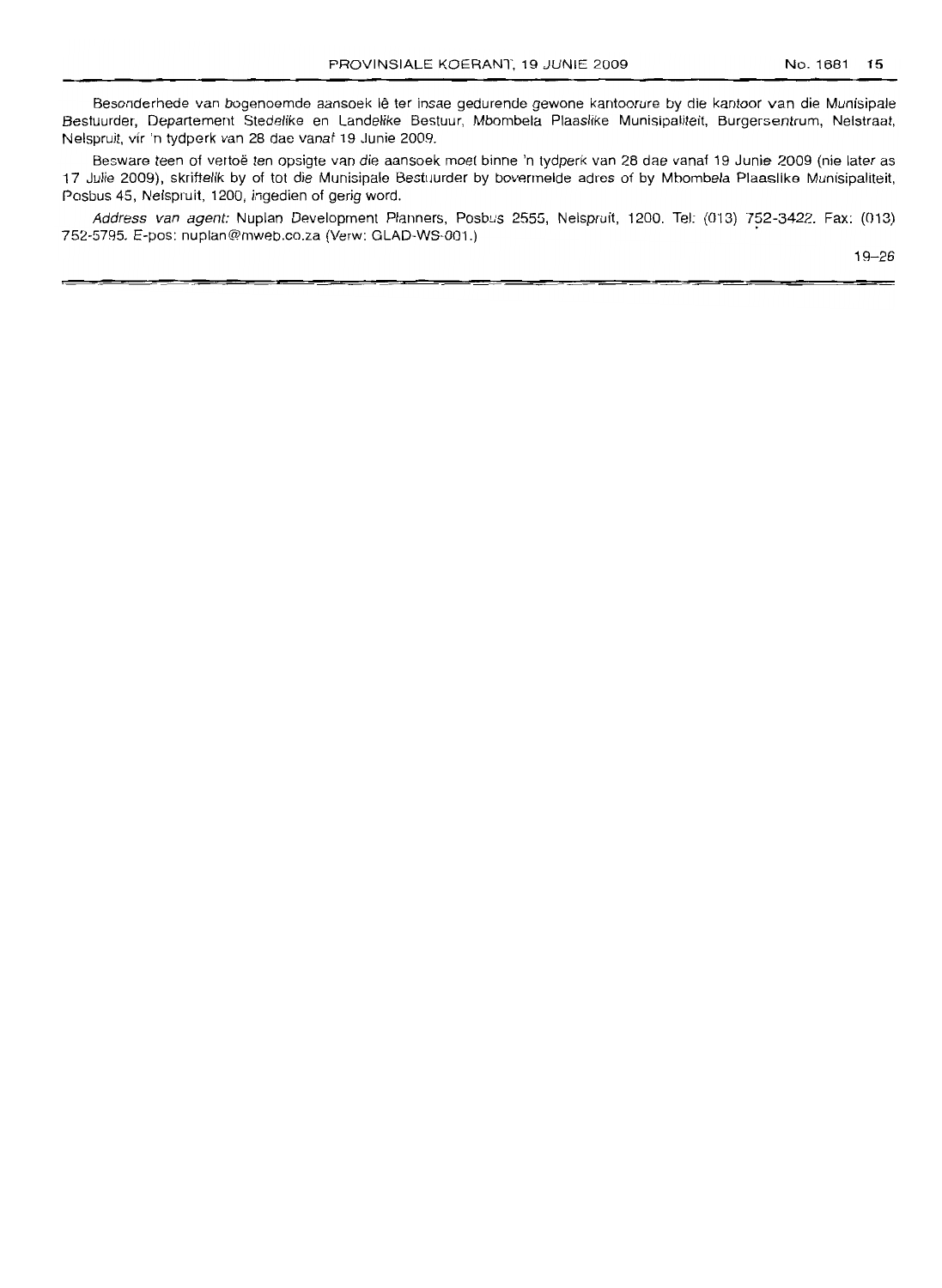Besonderhede van bogenoemde aansoek lê ter insae gedurende gewone kantoorure by die kantoor van die Munisipale Bestuurder, Departement Stedelike en Landelike Bestuur, Mbombela Plaaslike Munisipaliteit, Burgersentrum, Nelstraat, Nelspruit, vir 'n tydperk van 28 dae vanaf 19 Junie 2009.

Besware teen of vertoë ten opsigte van die aansoek moet binne 'n tydperk van 28 dae vanaf 19 Junie 2009 (nie later as 17 Julie 2009), skriftelik by of tot die Munisipale Bestuurder by bovermelde adres of by Mbombela Plaaslike Munisipaliteit, Posbus 45, Nelspruit, 1200, ingedien of gerig word.

*Address van agent:* Nuplan Development Planners, Posbus 2555, Nelspruit, 1200. Tel: (013) 752-3422. Fax: (013) 752-5795. E-pos: nuplan@mweb.co.za (Verw: GLAD-WS-001.)

19–26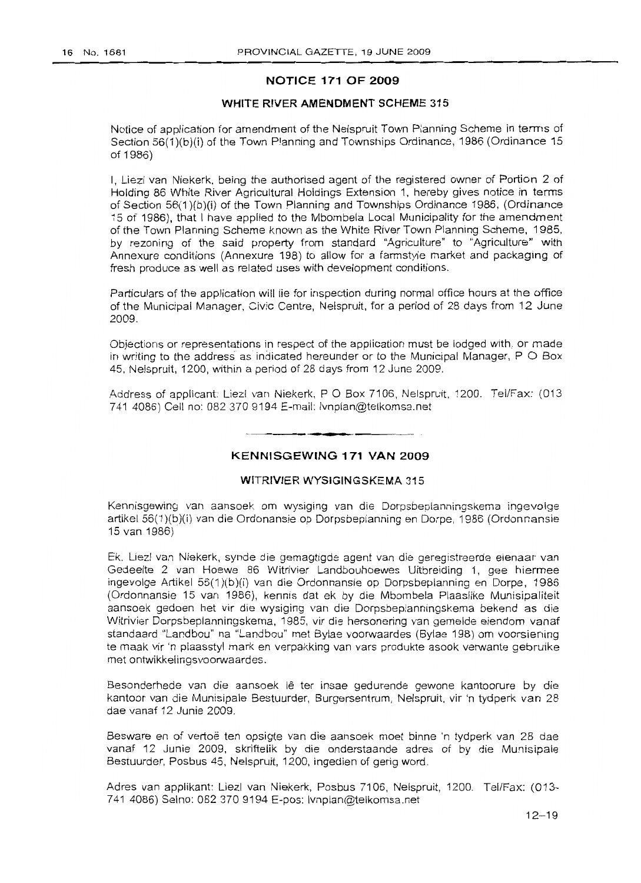## NOTICE 171 OF 2009

### WHITE RIVER AMENDMENT SCHEME 315

Notice of application for amendment of the Nelspruit Town Planning Scheme in terms of Section 56(1)(b)(i) of the Town Planning and Townships Ordinance, 1986 (Ordinance 15 of 1986)

I, Liezl van Niekerk, being the authorised agent of the registered owner of Portion 2 of Holding 86 White River Agricultural Holdings Extension 1, hereby gives notice in terms of Section 56(1)(b)(i) of the Town Planning and Townships Ordinance 1986, (Ordinance 15 of 1986), that I have applied to the Mbombela Local Municipality for the amendment of the Town Planning Scheme known as the White River Town Planning Scheme, 1985, by rezoning of the said property from standard "Agriculture" to "Agriculture" with Annexure conditions (Annexure 198) to allow for a farmstyle market and packaging of fresh produce as well as related uses with development conditions.

Particulars of the application will lie for inspection during normal office hours at the office of the Municipal Manager, Civic Centre, Nelspruit, for a period of 28 days from 12 June 2009.

Objections or representations in respect of the application must be lodged with, or made in writing to the address as indicated hereunder or to the Municipal Manager, P O Box 45, Nelspruit, 1200, within a period of 28 days from 12 June 2009.

Address of applicant: Liezl van Niekerk, P O Box 7106, Nelspruit, 1200. Tel/Fax: (013 741 4086) Cell no: 082 370 9194 E-mail: lvnplan@telkomsa.net

---

## KENNISGEWING 171 VAN 2009

### WITRIVIER WYSIGINGSKEMA 315

Kennisgewing van aansoek om wysiging van die Dorpsbeplanningskema ingevolge artikel 56(1)(b)(i) van die Ordonnansie op Dorpsbeplanning en Dorpe, 1986 (Ordonnansie 15 van 1986)

Ek, Liezl van Niekerk, synde die gemagtigde agent van die geregistreerde eienaar van Gedeelte 2 van Hoewe 86 Witrivier Landbouhoewes Uitbreiding 1, gee hiermee ingevolge Artikel 56(1)(b)(i) van die Ordonnansie op Dorpsbeplanning en Dorpe, 1986 (Ordonnansie 15 van 1986), kennis dat ek by die Mbombela Plaaslike Munisipaliteit aansoek gedoen het vir die wysiging van die Dorpsbeplanningskema bekend as die Witrivier Dorpsbeplanningskema, 1985, vir die hersonering van gemelde eiendom vanaf standaard "Landbou" na "Landbou" met Bylae voorwaardes (Bylae 198) om voorsiening te maak vir 'n plaasstyl mark en verpakking van vars produkte asook verwante gebruike met ontwikkelingsvoorwaardes.

Besonderhede van die aansoek lê ter insae gedurende gewone kantoorure by die kantoor van die Munisipale Bestuurder, Burgersentrum, Nelspruit, vir 'n tydperk van 28 dae vanaf 12 Junie 2009.

Besware en of vertoë ten opsigte van die aansoek moet binne 'n tydperk van 28 dae vanaf 12 Junie 2009, skriftelik by die onderstaande adres of by die Munisipale Bestuurder, Posbus 45, Nelspruit, 1200, ingedien of gerig word.

Adres van applikant: Liezl van Niekerk, Posbus 7106, Nelspruit, 1200. Tel/Fax: (013-741 4086) Selno: 082 370 9194 E-pos: lvnplan@telkomsa.net

12–19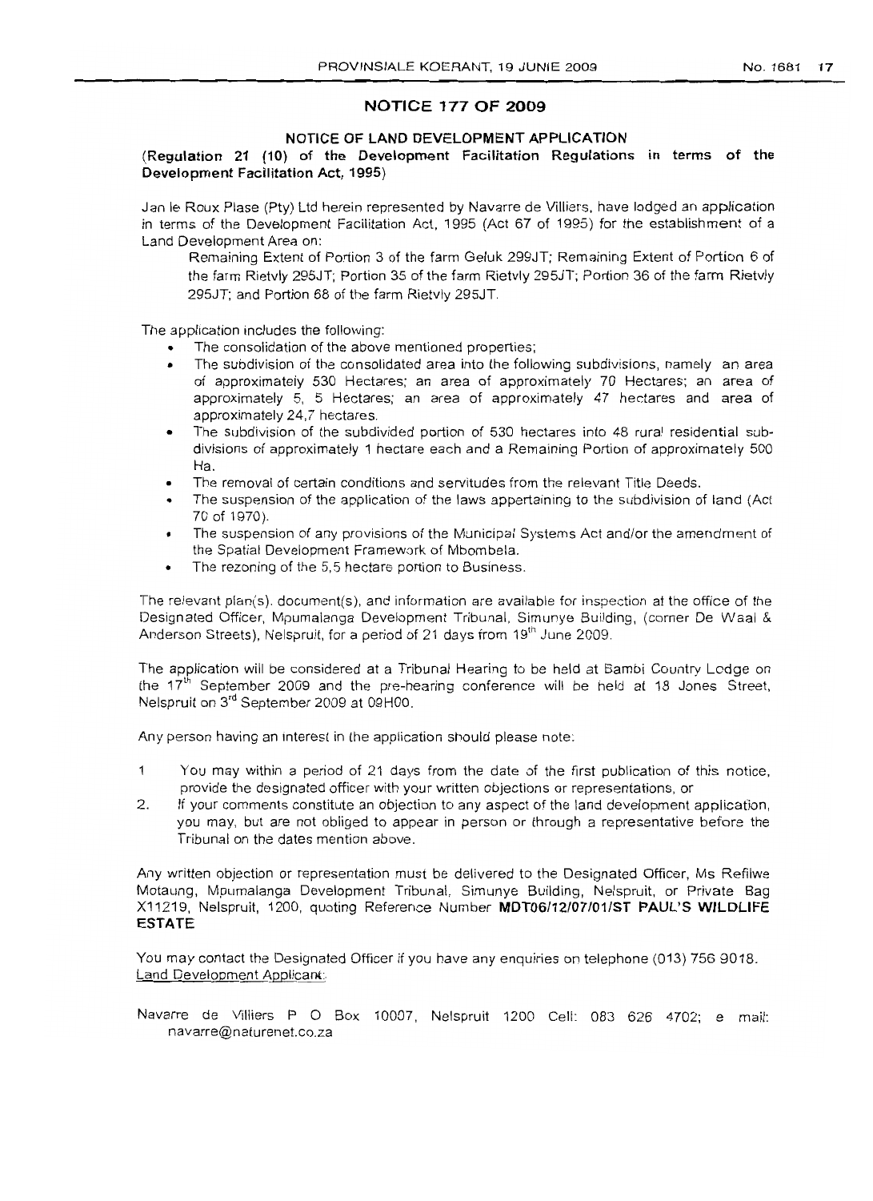## NOTICE 177 OF 2009

### NOTICE OF LAND DEVELOPMENT APPLICATION

**(Regulation 21 (10) of the Development Facilitation Regulations in terms of the Development Facilitation Act, 1995)**

Jan le Roux Plase (Pty) Ltd herein represented by Navarre de Villiers, have lodged an application in terms of the Development Facilitation Act, 1995 (Act 67 of 1995) for the establishment of a Land Development Area on:

Remaining Extent of Portion 3 of the farm Geluk 299JT; Remaining Extent of Portion 6 of the farm Rietvly 295JT; Portion 35 of the farm Rietvly 295JT; Portion 36 of the farm Rietvly 295JT; and Portion 68 of the farm Rietvly 295JT.

The application includes the following:

- The consolidation of the above mentioned properties;
- The subdivision of the consolidated area into the following subdivisions, namely an area of approximately 530 Hectares; an area of approximately 70 Hectares; an area of approximately 5, 5 Hectares; an area of approximately 47 hectares and area of approximately 24,7 hectares.
- The subdivision of the subdivided portion of 530 hectares into 48 rural residential sub-divisions of approximately 1 hectare each and a Remaining Portion of approximately 500 Ha.
- The removal of certain conditions and servitudes from the relevant Title Deeds.
- The suspension of the application of the laws appertaining to the subdivision of land (Act 70 of 1970).
- The suspension of any provisions of the Municipal Systems Act and/or the amendment of the Spatial Development Framework of Mbombela.
- The rezoning of the 5,5 hectare portion to Business.

The relevant plan(s), document(s), and information are available for inspection at the office of the Designated Officer, Mpumalanga Development Tribunal, Simunye Building, (corner De Waal & Anderson Streets), Nelspruit, for a period of 21 days from 19th June 2009.

The application will be considered at a Tribunal Hearing to be held at Bambi Country Lodge on the 17th September 2009 and the pre-hearing conference will be held at 18 Jones Street, Nelspruit on 3rd September 2009 at 09H00.

Any person having an interest in the application should please note:

1. You may within a period of 21 days from the date of the first publication of this notice, provide the designated officer with your written objections or representations, or
2. If your comments constitute an objection to any aspect of the land development application, you may, but are not obliged to appear in person or through a representative before the Tribunal on the dates mention above.

Any written objection or representation must be delivered to the Designated Officer, Ms Refilwe Motaung, Mpumalanga Development Tribunal, Simunye Building, Nelspruit, or Private Bag X11219, Nelspruit, 1200, quoting Reference Number **MDT06/12/07/01/ST PAUL'S WILDLIFE ESTATE**

You may contact the Designated Officer if you have any enquiries on telephone (013) 756 9018.

Land Development Applicant:

Navarre de Villiers P O Box 10007, Nelspruit 1200 Cell: 083 626 4702; e mail: navarre@naturenet.co.za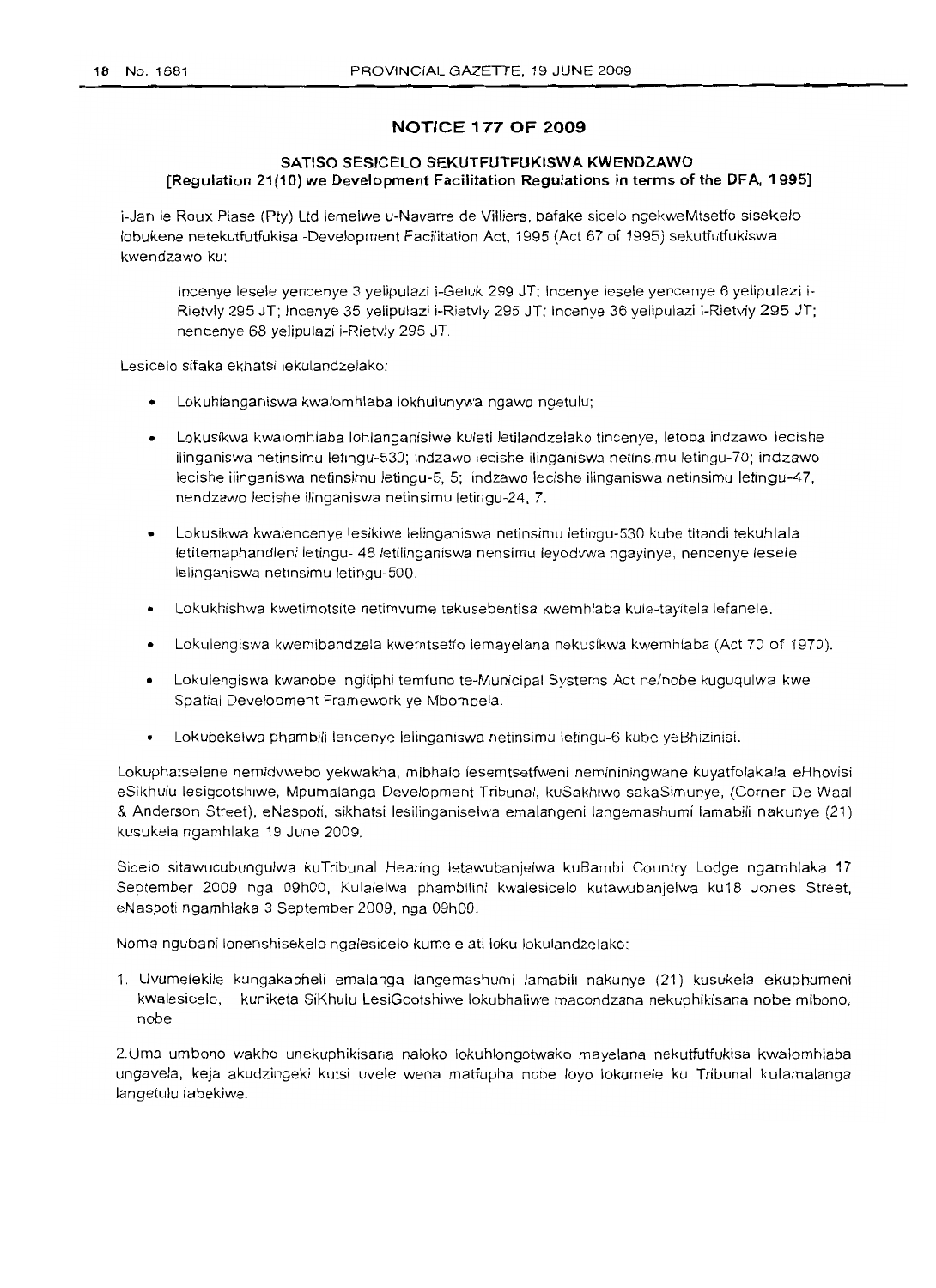## NOTICE 177 OF 2009

### SATISO SESICELO SEKUTFUTFUKISWA KWENDZAWO
**[Regulation 21(10) we Development Facilitation Regulations in terms of the DFA, 1995]**

i-Jan le Roux Plase (Pty) Ltd lemelwe u-Navarre de Villiers, bafake sicelo ngekweMtsetfo sisekelo lobukene netekutfutfukisa -Development Facilitation Act, 1995 (Act 67 of 1995) sekutfutfukiswa kwendzawo ku:

> Incenye lesele yencenye 3 yelipulazi i-Geluk 299 JT; Incenye lesele yencenye 6 yelipulazi i-Rietvly 295 JT; Incenye 35 yelipulazi i-Rietvly 295 JT; Incenye 36 yelipulazi i-Rietvly 295 JT; nencenye 68 yelipulazi i-Rietvly 295 JT.

Lesicelo sifaka ekhatsi lekulandzelako:

- Lokuhlanganiswa kwalomhlaba lokhulunywa ngawo ngetulu;
- Lokusikwa kwalomhlaba lohlanganisiwe kuleti letilandzelako tincenye, letoba indzawo lecishe ilinganiswa netinsimu letingu-530; indzawo lecishe ilinganiswa netinsimu letingu-70; indzawo lecishe ilinganiswa netinsimu letingu-5, 5; indzawo lecishe ilinganiswa netinsimu letingu-47, nendzawo lecishe ilinganiswa netinsimu letingu-24, 7.
- Lokusikwa kwalencenye lesikiwe lelinganiswa netinsimu letingu-530 kube titandi tekuhlala letitemaphandleni letingu- 48 letilinganiswa nensimu leyodvwa ngayinye, nencenye lesele lelinganiswa netinsimu letingu-500.
- Lokukhishwa kwetimotsite netimvume tekusebentisa kwemhlaba kule-tayitela lefanele.
- Lokulengiswa kwemibandzela kwemtsetfo lemayelana nekusikwa kwemhlaba (Act 70 of 1970).
- Lokulengiswa kwanobe ngitiphi temfuno te-Municipal Systems Act ne/nobe kuguqulwa kwe Spatial Development Framework ye Mbombela.
- Lokubekelwa phambili lencenye lelinganiswa netinsimu letingu-6 kube yeBhizinisi.

Lokuphatselene nemidvwebo yekwakha, mibhalo lesemtsetfweni nemininingwane kuyatfolakala eHhovisi eSikhulu lesigcotshiwe, Mpumalanga Development Tribunal, kuSakhiwo sakaSimunye, (Corner De Waal & Anderson Street), eNaspoti, sikhatsi lesilinganiselwa emalangeni langemashumi lamabili nakunye (21) kusukela ngamhlaka 19 June 2009.

Sicelo sitawucubungulwa kuTribunal Hearing letawubanjelwa kuBambi Country Lodge ngamhlaka 17 September 2009 nga 09h00, Kulalelwa phambilini kwalesicelo kutawubanjelwa ku18 Jones Street, eNaspoti ngamhlaka 3 September 2009, nga 09h00.

Noma ngubani lonenshisekelo ngalesicelo kumele ati loku lokulandzelako:

1. Uvumelekile kungakapheli emalanga langemashumi lamabili nakunye (21) kusukela ekuphumeni kwalesicelo, kuniketa SiKhulu LesiGcotshiwe lokubhaliwe macondzana nekuphikisana nobe mibono, nobe

2. Uma umbono wakho unekuphikisana naloko lokuhlongotwako mayelana nekutfutfukisa kwalomhlaba ungavela, keja akudzingeki kutsi uvele wena matfupha nobe loyo lokumele ku Tribunal kulamalanga langetulu labekiwe.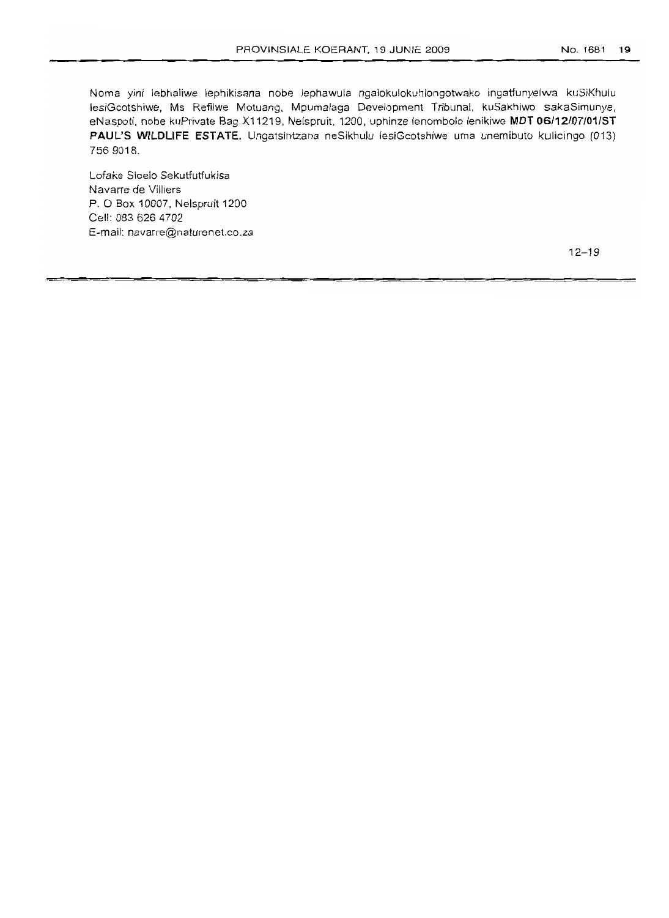Noma yini lebhaliwe lephikisana nobe lephawula ngalokulokuhlongotwako ingatfunyelwa kuSiKhulu lesiGcotshiwe, Ms Refilwe Motuang, Mpumalaga Development Tribunal, kuSakhiwo sakaSimunye, eNaspoti, nobe kuPrivate Bag X11219, Nelspruit, 1200, uphinze lenombolo lenikiwe **MDT 06/12/07/01/ST PAUL'S WILDLIFE ESTATE.** Ungatsintzana neSikhulu lesiGcotshiwe uma unemibuto kulicingo (013) 756 9018.

Lofake Sicelo Sekutfutfukisa
Navarre de Villiers
P. O Box 10007, Nelspruit 1200
Cell: 083 626 4702
E-mail: navarre@naturenet.co.za

12–19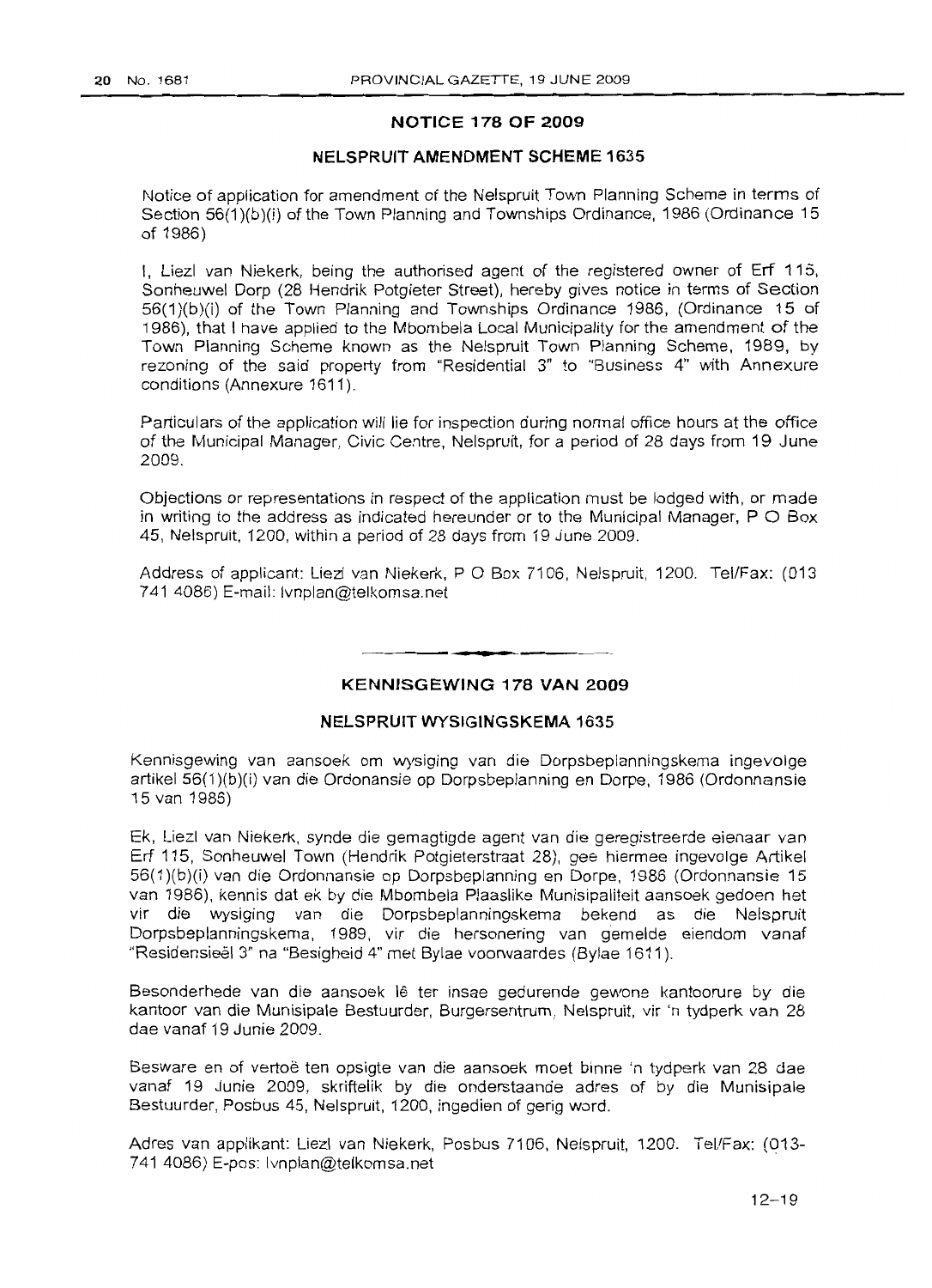## NOTICE 178 OF 2009

### NELSPRUIT AMENDMENT SCHEME 1635

Notice of application for amendment of the Nelspruit Town Planning Scheme in terms of Section 56(1)(b)(i) of the Town Planning and Townships Ordinance, 1986 (Ordinance 15 of 1986)

I, Liezl van Niekerk, being the authorised agent of the registered owner of Erf 115, Sonheuwel Dorp (28 Hendrik Potgieter Street), hereby gives notice in terms of Section 56(1)(b)(i) of the Town Planning and Townships Ordinance 1986, (Ordinance 15 of 1986), that I have applied to the Mbombela Local Municipality for the amendment of the Town Planning Scheme known as the Nelspruit Town Planning Scheme, 1989, by rezoning of the said property from "Residential 3" to "Business 4" with Annexure conditions (Annexure 1611).

Particulars of the application will lie for inspection during normal office hours at the office of the Municipal Manager, Civic Centre, Nelspruit, for a period of 28 days from 19 June 2009.

Objections or representations in respect of the application must be lodged with, or made in writing to the address as indicated hereunder or to the Municipal Manager, P O Box 45, Nelspruit, 1200, within a period of 28 days from 19 June 2009.

Address of applicant: Liezl van Niekerk, P O Box 7106, Nelspruit, 1200. Tel/Fax: (013 741 4086) E-mail: lvnplan@telkomsa.net

---

## KENNISGEWING 178 VAN 2009

### NELSPRUIT WYSIGINGSKEMA 1635

Kennisgewing van aansoek om wysiging van die Dorpsbeplanningskema ingevolge artikel 56(1)(b)(i) van die Ordonansie op Dorpsbeplanning en Dorpe, 1986 (Ordonnansie 15 van 1986)

Ek, Liezl van Niekerk, synde die gemagtigde agent van die geregistreerde eienaar van Erf 115, Sonheuwel Town (Hendrik Potgieterstraat 28), gee hiermee ingevolge Artikel 56(1)(b)(i) van die Ordonnansie op Dorpsbeplanning en Dorpe, 1986 (Ordonnansie 15 van 1986), kennis dat ek by die Mbombela Plaaslike Munisipaliteit aansoek gedoen het vir die wysiging van die Dorpsbeplanningskema bekend as die Nelspruit Dorpsbeplanningskema, 1989, vir die hersonering van gemelde eiendom vanaf "Residensieël 3" na "Besigheid 4" met Bylae voorwaardes (Bylae 1611).

Besonderhede van die aansoek lê ter insae gedurende gewone kantoorure by die kantoor van die Munisipale Bestuurder, Burgersentrum, Nelspruit, vir 'n tydperk van 28 dae vanaf 19 Junie 2009.

Besware en of vertoë ten opsigte van die aansoek moet binne 'n tydperk van 28 dae vanaf 19 Junie 2009, skriftelik by die onderstaande adres of by die Munisipale Bestuurder, Posbus 45, Nelspruit, 1200, ingedien of gerig word.

Adres van applikant: Liezl van Niekerk, Posbus 7106, Nelspruit, 1200. Tel/Fax: (013-741 4086) E-pos: lvnplan@telkomsa.net

12–19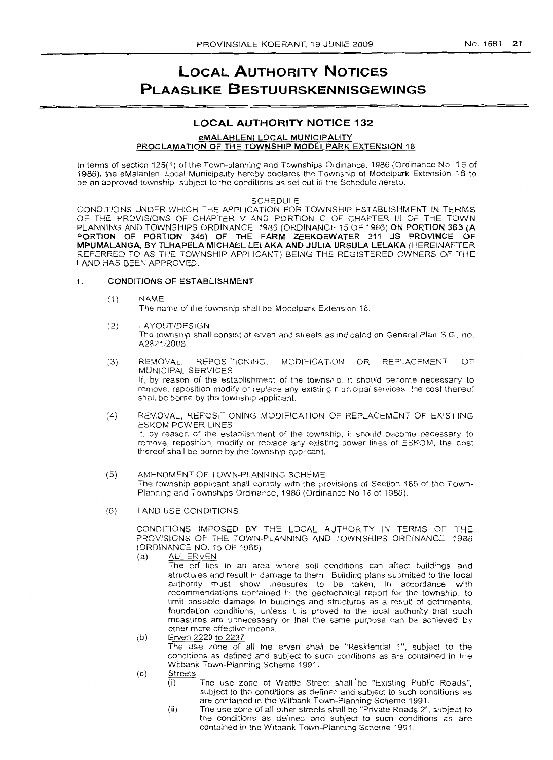# LOCAL AUTHORITY NOTICES
# PLAASLIKE BESTUURSKENNISGEWINGS

## LOCAL AUTHORITY NOTICE 132

### eMALAHLENI LOCAL MUNICIPALITY
### PROCLAMATION OF THE TOWNSHIP MODELPARK EXTENSION 18

In terms of section 125(1) of the Town-planning and Townships Ordinance, 1986 (Ordinance No. 15 of 1986), the eMalahleni Local Municipality hereby declares the Township of Modelpark Extension 18 to be an approved township, subject to the conditions as set out in the Schedule hereto.

SCHEDULE

CONDITIONS UNDER WHICH THE APPLICATION FOR TOWNSHIP ESTABLISHMENT IN TERMS OF THE PROVISIONS OF CHAPTER V AND PORTION C OF CHAPTER III OF THE TOWN PLANNING AND TOWNSHIPS ORDINANCE, 1986 (ORDINANCE 15 OF 1986) **ON PORTION 383 (A PORTION OF PORTION 345) OF THE FARM ZEEKOEWATER 311 JS PROVINCE OF MPUMALANGA, BY TLHAPELA MICHAEL LELAKA AND JULIA URSULA LELAKA** (HEREINAFTER REFERRED TO AS THE TOWNSHIP APPLICANT) BEING THE REGISTERED OWNERS OF THE LAND HAS BEEN APPROVED.

1. **CONDITIONS OF ESTABLISHMENT**

   (1) NAME
   The name of the township shall be Modelpark Extension 18.

   (2) LAYOUT/DESIGN
   The township shall consist of erven and streets as indicated on General Plan S.G. no. A2821/2006

   (3) REMOVAL, REPOSITIONING, MODIFICATION OR REPLACEMENT OF MUNICIPAL SERVICES
   If, by reason of the establishment of the township, it should become necessary to remove, reposition modify or replace any existing municipal services, the cost thereof shall be borne by the township applicant.

   (4) REMOVAL, REPOSITIONING MODIFICATION OF REPLACEMENT OF EXISTING ESKOM POWER LINES
   If, by reason of the establishment of the township, it should become necessary to remove, reposition, modify or replace any existing power lines of ESKOM, the cost thereof shall be borne by the township applicant.

   (5) AMENDMENT OF TOWN-PLANNING SCHEME
   The township applicant shall comply with the provisions of Section 185 of the Town-Planning and Townships Ordinance, 1986 (Ordinance No 18 of 1986).

   (6) LAND USE CONDITIONS

   CONDITIONS IMPOSED BY THE LOCAL AUTHORITY IN TERMS OF THE PROVISIONS OF THE TOWN-PLANNING AND TOWNSHIPS ORDINANCE, 1986 (ORDINANCE NO. 15 OF 1986)

   (a) ALL ERVEN
   The erf lies in an area where soil conditions can affect buildings and structures and result in damage to them. Building plans submitted to the local authority must show measures to be taken, in accordance with recommendations contained in the geotechnical report for the township, to limit possible damage to buildings and structures as a result of detrimental foundation conditions, unless it is proved to the local authority that such measures are unnecessary or that the same purpose can be achieved by other more effective means.

   (b) Erven 2220 to 2237
   The use zone of all the erven shall be "Residential 1", subject to the conditions as defined and subject to such conditions as are contained in the Witbank Town-Planning Scheme 1991.

   (c) Streets
      (i) The use zone of Wattle Street shall be "Existing Public Roads", subject to the conditions as defined and subject to such conditions as are contained in the Witbank Town-Planning Scheme 1991.
      (ii) The use zone of all other streets shall be "Private Roads 2", subject to the conditions as defined and subject to such conditions as are contained in the Witbank Town-Planning Scheme 1991.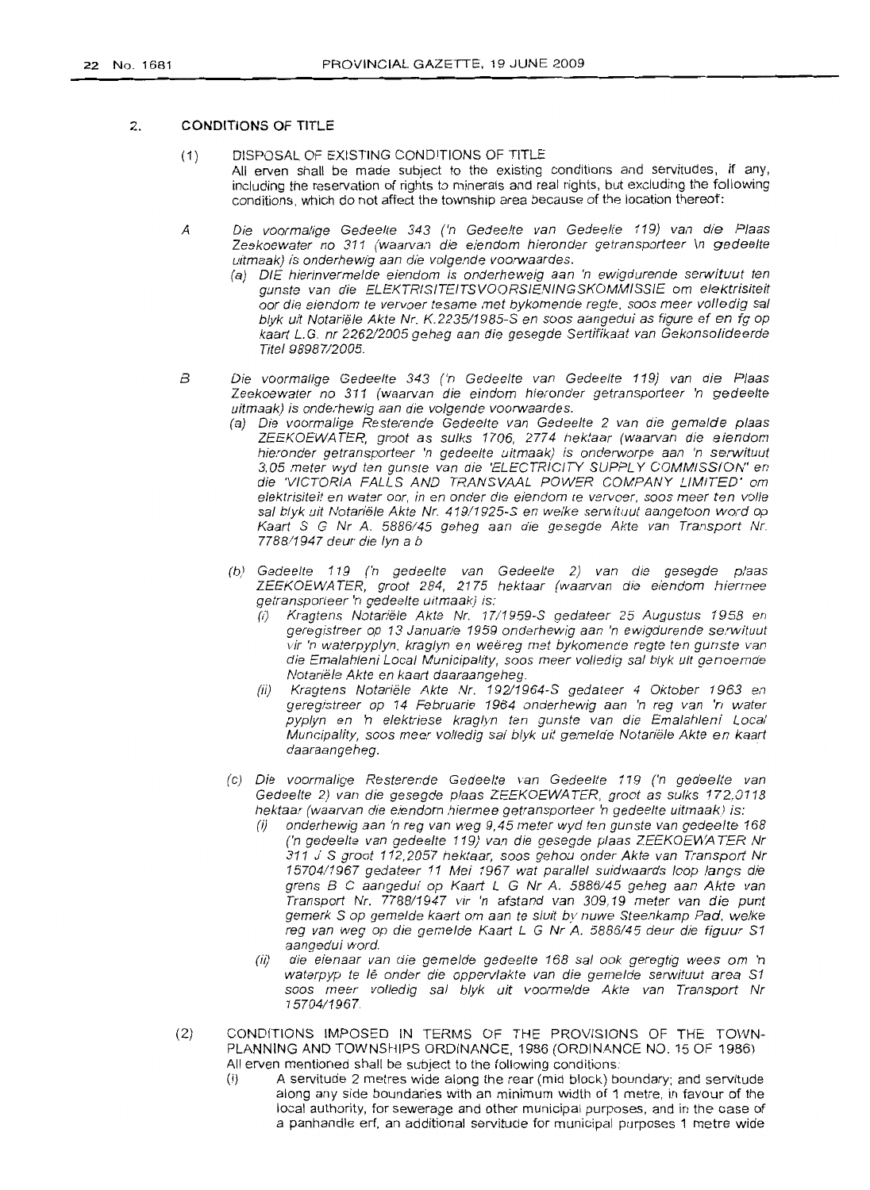## 2. CONDITIONS OF TITLE

(1) DISPOSAL OF EXISTING CONDITIONS OF TITLE

All erven shall be made subject to the existing conditions and servitudes, if any, including the reservation of rights to minerals and real rights, but excluding the following conditions, which do not affect the township area because of the location thereof:

A *Die voormalige Gedeelte 343 ('n Gedeelte van Gedeelte 119) van die Plaas Zeekoewater no 311 (waarvan die eiendom hieronder getransporteer 'n gedeelte uitmaak) is onderhewig aan die volgende voorwaardes.*

*(a) DIE hierinvermelde eiendom is onderheweig aan 'n ewigdurende serwituut ten gunste van die ELEKTRISITEITSVOORSIENINGSKOMMISSIE om elektrisiteit oor die eiendom te vervoer tesame met bykomende regte, soos meer volledig sal blyk uit Notariële Akte Nr. K.2235/1985-S en soos aangedui as figure ef en fg op kaart L.G. nr 2262/2005 geheg aan die gesegde Sertifikaat van Gekonsolideerde Titel 98987/2005.*

B *Die voormalige Gedeelte 343 ('n Gedeelte van Gedeelte 119) van die Plaas Zeekoewater no 311 (waarvan die eindom hieronder getransporteer 'n gedeelte uitmaak) is onderhewig aan die volgende voorwaardes.*

*(a) Die voormalige Resterende Gedeelte van Gedeelte 2 van die gemelde plaas ZEEKOEWATER, groot as sulks 1706, 2774 hektaar (waarvan die eiendom hieronder getransporteer 'n gedeelte uitmaak) is onderworpe aan 'n serwituut 3,05 meter wyd ten gunste van die 'ELECTRICITY SUPPLY COMMISSION' en die 'VICTORIA FALLS AND TRANSVAAL POWER COMPANY LIMITED' om elektrisiteit en water oor, in en onder die eiendom te vervoer, soos meer ten volle sal blyk uit Notariële Akte Nr. 419/1925-S en welke serwituut aangetoon word op Kaart S G Nr A. 5886/45 geheg aan die gesegde Akte van Transport Nr. 7788/1947 deur die lyn a b*

*(b) Gedeelte 119 ('n gedeelte van Gedeelte 2) van die gesegde plaas ZEEKOEWATER, groot 284, 2175 hektaar (waarvan die eiendom hiermee getransporteer 'n gedeelte uitmaak) is:*

*(i) Kragtens Notariële Akte Nr. 17/1959-S gedateer 25 Augustus 1958 en geregistreer op 13 Januarie 1959 onderhewig aan 'n ewigdurende serwituut vir 'n waterpyplyn, kraglyn en weëreg met bykomende regte ten gunste van die Emalahleni Local Municipality, soos meer volledig sal blyk uit genoemde Notariële Akte en kaart daaraangeheg.*

*(ii) Kragtens Notariële Akte Nr. 192/1964-S gedateer 4 Oktober 1963 en geregistreer op 14 Februarie 1964 onderhewig aan 'n reg van 'n water pyplyn en 'n elektriese kraglyn ten gunste van die Emalahleni Local Muncipality, soos meer volledig sal blyk uit gemelde Notariële Akte en kaart daaraangeheg.*

*(c) Die voormalige Resterende Gedeelte van Gedeelte 119 ('n gedeelte van Gedeelte 2) van die gesegde plaas ZEEKOEWATER, groot as sulks 172,0118 hektaar (waarvan die eiendom hiermee getransporteer 'n gedeelte uitmaak) is:*

*(i) onderhewig aan 'n reg van weg 9,45 meter wyd ten gunste van gedeelte 168 ('n gedeelte van gedeelte 119) van die gesegde plaas ZEEKOEWATER Nr 311 J S groot 112,2057 hektaar, soos gehou onder Akte van Transport Nr 15704/1967 gedateer 11 Mei 1967 wat parallel suidwaards loop langs die grens B C aangedui op Kaart L G Nr A. 5886/45 geheg aan Akte van Transport Nr. 7788/1947 vir 'n afstand van 309,19 meter van die punt gemerk S op gemelde kaart om aan te sluit by nuwe Steenkamp Pad, welke reg van weg op die gemelde Kaart L G Nr A. 5886/45 deur die figuur S1 aangedui word.*

*(ii) die eienaar van die gemelde gedeelte 168 sal ook geregtig wees om 'n waterpyp te lê onder die oppervlakte van die gemelde serwituut area S1 soos meer volledig sal blyk uit voormelde Akte van Transport Nr 15704/1967.*

(2) CONDITIONS IMPOSED IN TERMS OF THE PROVISIONS OF THE TOWN-PLANNING AND TOWNSHIPS ORDINANCE, 1986 (ORDINANCE NO. 15 OF 1986)

All erven mentioned shall be subject to the following conditions:

(i) A servitude 2 metres wide along the rear (mid block) boundary; and servitude along any side boundaries with an minimum width of 1 metre, in favour of the local authority, for sewerage and other municipal purposes, and in the case of a panhandle erf, an additional servitude for municipal purposes 1 metre wide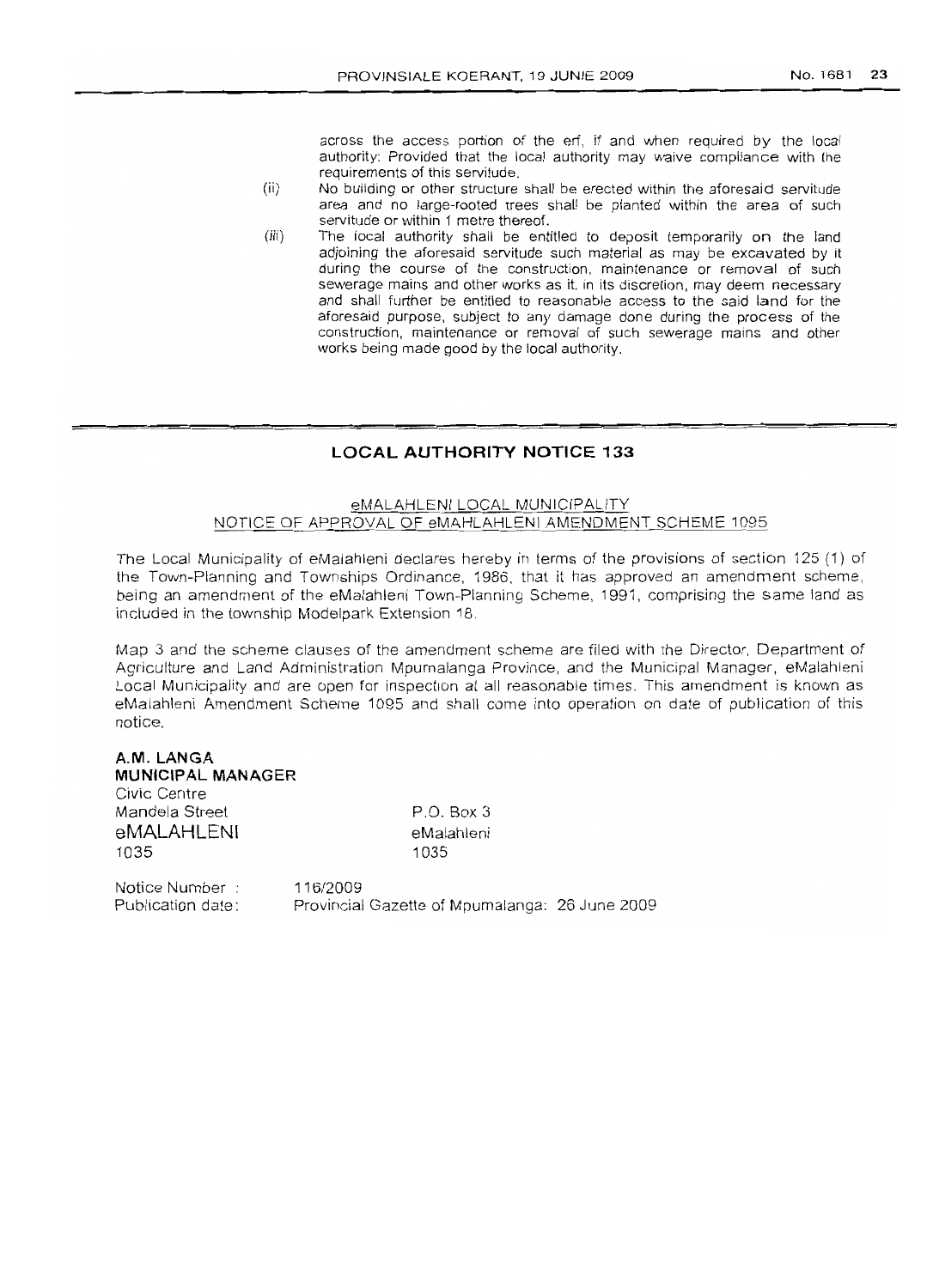across the access portion of the erf, if and when required by the local authority: Provided that the local authority may waive compliance with the requirements of this servitude.

(ii) No building or other structure shall be erected within the aforesaid servitude area and no large-rooted trees shall be planted within the area of such servitude or within 1 metre thereof.

(iii) The local authority shall be entitled to deposit temporarily on the land adjoining the aforesaid servitude such material as may be excavated by it during the course of the construction, maintenance or removal of such sewerage mains and other works as it, in its discretion, may deem necessary and shall further be entitled to reasonable access to the said land for the aforesaid purpose, subject to any damage done during the process of the construction, maintenance or removal of such sewerage mains and other works being made good by the local authority.

---

## LOCAL AUTHORITY NOTICE 133

### eMALAHLENI LOCAL MUNICIPALITY
### NOTICE OF APPROVAL OF eMAHLAHLENI AMENDMENT SCHEME 1095

The Local Municipality of eMalahleni declares hereby in terms of the provisions of section 125 (1) of the Town-Planning and Townships Ordinance, 1986, that it has approved an amendment scheme, being an amendment of the eMalahleni Town-Planning Scheme, 1991, comprising the same land as included in the township Modelpark Extension 18.

Map 3 and the scheme clauses of the amendment scheme are filed with the Director, Department of Agriculture and Land Administration Mpumalanga Province, and the Municipal Manager, eMalahleni Local Municipality and are open for inspection at all reasonable times. This amendment is known as eMalahleni Amendment Scheme 1095 and shall come into operation on date of publication of this notice.

**A.M. LANGA**
**MUNICIPAL MANAGER**

Civic Centre
Mandela Street
eMALAHLENI
1035

P.O. Box 3
eMalahleni
1035

Notice Number : 116/2009
Publication date: Provincial Gazette of Mpumalanga: 26 June 2009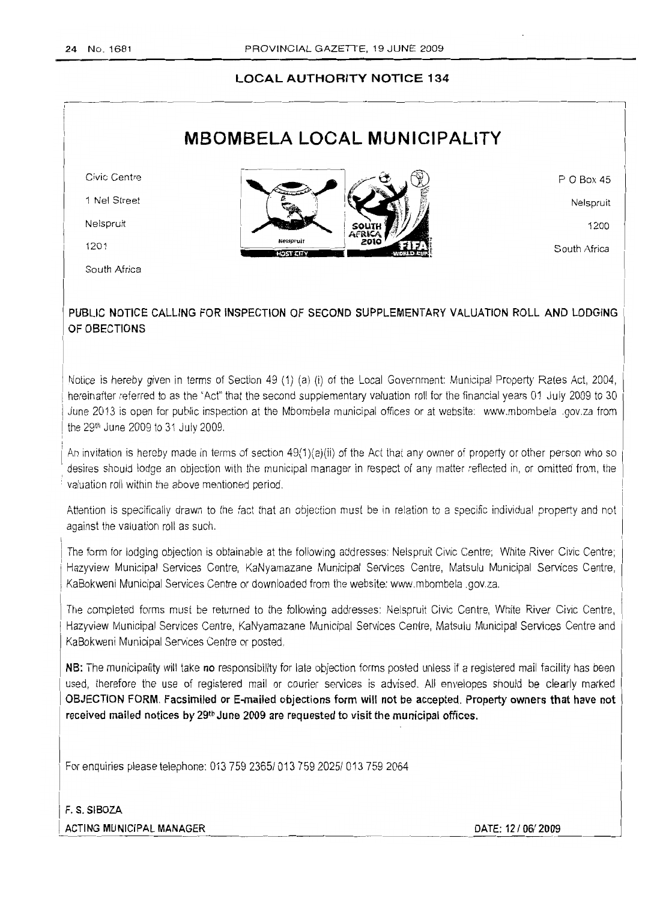## LOCAL AUTHORITY NOTICE 134

# MBOMBELA LOCAL MUNICIPALITY

Civic Centre
1 Nel Street
Nelspruit
1201
South Africa

P O Box 45
Nelspruit
1200
South Africa

### PUBLIC NOTICE CALLING FOR INSPECTION OF SECOND SUPPLEMENTARY VALUATION ROLL AND LODGING OF OBECTIONS

Notice is hereby given in terms of Section 49 (1) (a) (i) of the Local Government: Municipal Property Rates Act, 2004, hereinafter referred to as the "Act" that the second supplementary valuation roll for the financial years 01 July 2009 to 30 June 2013 is open for public inspection at the Mbombela municipal offices or at website: www.mbombela .gov.za from the 29th June 2009 to 31 July 2009.

An invitation is hereby made in terms of section 49(1)(a)(ii) of the Act that any owner of property or other person who so desires should lodge an objection with the municipal manager in respect of any matter reflected in, or omitted from, the valuation roll within the above mentioned period.

Attention is specifically drawn to the fact that an objection must be in relation to a specific individual property and not against the valuation roll as such.

The form for lodging objection is obtainable at the following addresses: Nelspruit Civic Centre; White River Civic Centre; Hazyview Municipal Services Centre, KaNyamazane Municipal Services Centre, Matsulu Municipal Services Centre, KaBokweni Municipal Services Centre or downloaded from the website: www.mbombela .gov.za.

The completed forms must be returned to the following addresses: Nelspruit Civic Centre, White River Civic Centre, Hazyview Municipal Services Centre, KaNyamazane Municipal Services Centre, Matsulu Municipal Services Centre and KaBokweni Municipal Services Centre or posted.

**NB:** The municipality will take **no** responsibility for late objection forms posted unless if a registered mail facility has been used, therefore the use of registered mail or courier services is advised. All envelopes should be clearly marked **OBJECTION FORM. Facsimiled or E-mailed objections form will not be accepted. Property owners that have not received mailed notices by 29th June 2009 are requested to visit the municipal offices.**

For enquiries please telephone: 013 759 2365/ 013 759 2025/ 013 759 2064

**F. S. SIBOZA**
**ACTING MUNICIPAL MANAGER**

**DATE: 12 / 06/ 2009**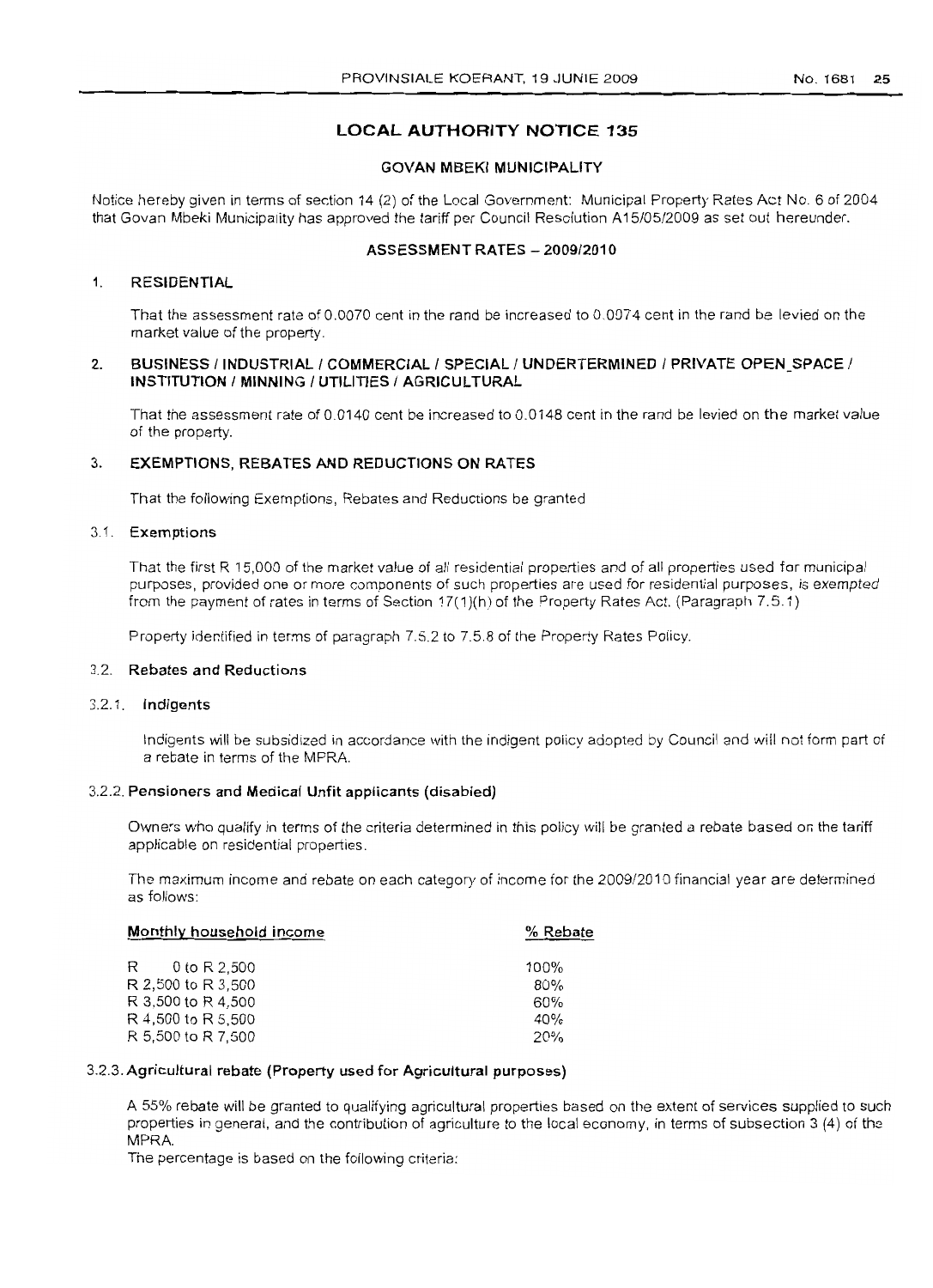## LOCAL AUTHORITY NOTICE 135

### GOVAN MBEKI MUNICIPALITY

Notice hereby given in terms of section 14 (2) of the Local Government: Municipal Property Rates Act No. 6 of 2004 that Govan Mbeki Municipality has approved the tariff per Council Resolution A15/05/2009 as set out hereunder.

### ASSESSMENT RATES – 2009/2010

#### 1. RESIDENTIAL

That the assessment rate of 0.0070 cent in the rand be increased to 0.0074 cent in the rand be levied on the market value of the property.

#### 2. BUSINESS / INDUSTRIAL / COMMERCIAL / SPECIAL / UNDERTERMINED / PRIVATE OPEN_SPACE / INSTITUTION / MINNING / UTILITIES / AGRICULTURAL

That the assessment rate of 0.0140 cent be increased to 0.0148 cent in the rand be levied on the market value of the property.

#### 3. EXEMPTIONS, REBATES AND REDUCTIONS ON RATES

That the following Exemptions, Rebates and Reductions be granted

##### 3.1. Exemptions

That the first R 15,000 of the market value of all residential properties and of all properties used for municipal purposes, provided one or more components of such properties are used for residential purposes, is *exempted* from the payment of rates in terms of Section 17(1)(h) of the Property Rates Act. (Paragraph 7.5.1)

Property identified in terms of paragraph 7.5.2 to 7.5.8 of the Property Rates Policy.

##### 3.2. Rebates and Reductions

##### 3.2.1. Indigents

Indigents will be subsidized in accordance with the indigent policy adopted by Council and will not form part of a rebate in terms of the MPRA.

##### 3.2.2. Pensioners and Medical Unfit applicants (disabled)

Owners who qualify in terms of the criteria determined in this policy will be granted a rebate based on the tariff applicable on residential properties.

The maximum income and rebate on each category of income for the 2009/2010 financial year are determined as follows:

| Monthly household income | % Rebate |
|---|---|
| R 0 to R 2,500 | 100% |
| R 2,500 to R 3,500 | 80% |
| R 3,500 to R 4,500 | 60% |
| R 4,500 to R 5,500 | 40% |
| R 5,500 to R 7,500 | 20% |

##### 3.2.3. Agricultural rebate (Property used for Agricultural purposes)

A 55% rebate will be granted to qualifying agricultural properties based on the extent of services supplied to such properties in general, and the contribution of agriculture to the local economy, in terms of subsection 3 (4) of the MPRA.

The percentage is based on the following criteria: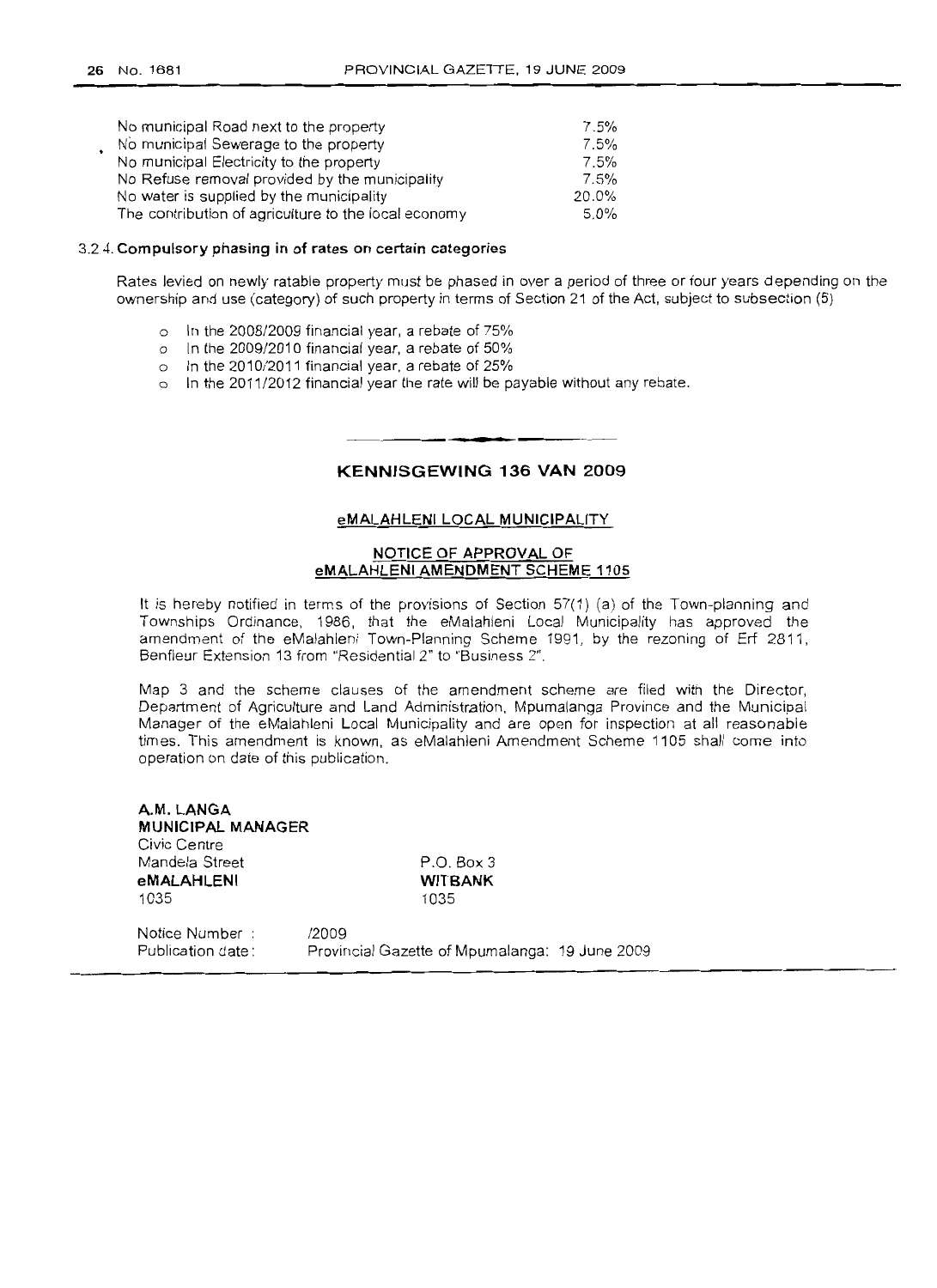| | |
|---|---|
| No municipal Road next to the property | 7.5% |
| No municipal Sewerage to the property | 7.5% |
| No municipal Electricity to the property | 7.5% |
| No Refuse removal provided by the municipality | 7.5% |
| No water is supplied by the municipality | 20.0% |
| The contribution of agriculture to the local economy | 5.0% |

### 3.2.4. Compulsory phasing in of rates on certain categories

Rates levied on newly ratable property must be phased in over a period of three or four years depending on the ownership and use (category) of such property in terms of Section 21 of the Act, subject to subsection (5)

- In the 2008/2009 financial year, a rebate of 75%
- In the 2009/2010 financial year, a rebate of 50%
- In the 2010/2011 financial year, a rebate of 25%
- In the 2011/2012 financial year the rate will be payable without any rebate.

---

## KENNISGEWING 136 VAN 2009

**eMALAHLENI LOCAL MUNICIPALITY**

**NOTICE OF APPROVAL OF eMALAHLENI AMENDMENT SCHEME 1105**

It is hereby notified in terms of the provisions of Section 57(1) (a) of the Town-planning and Townships Ordinance, 1986, that the eMalahleni Local Municipality has approved the amendment of the eMalahleni Town-Planning Scheme 1991, by the rezoning of Erf 2811, Benfleur Extension 13 from "Residential 2" to "Business 2".

Map 3 and the scheme clauses of the amendment scheme are filed with the Director, Department of Agriculture and Land Administration, Mpumalanga Province and the Municipal Manager of the eMalahleni Local Municipality and are open for inspection at all reasonable times. This amendment is known, as eMalahleni Amendment Scheme 1105 shall come into operation on date of this publication.

**A.M. LANGA**
**MUNICIPAL MANAGER**
Civic Centre
Mandela Street
**eMALAHLENI**
1035

P.O. Box 3
**WITBANK**
1035

Notice Number : /2009
Publication date: Provincial Gazette of Mpumalanga: 19 June 2009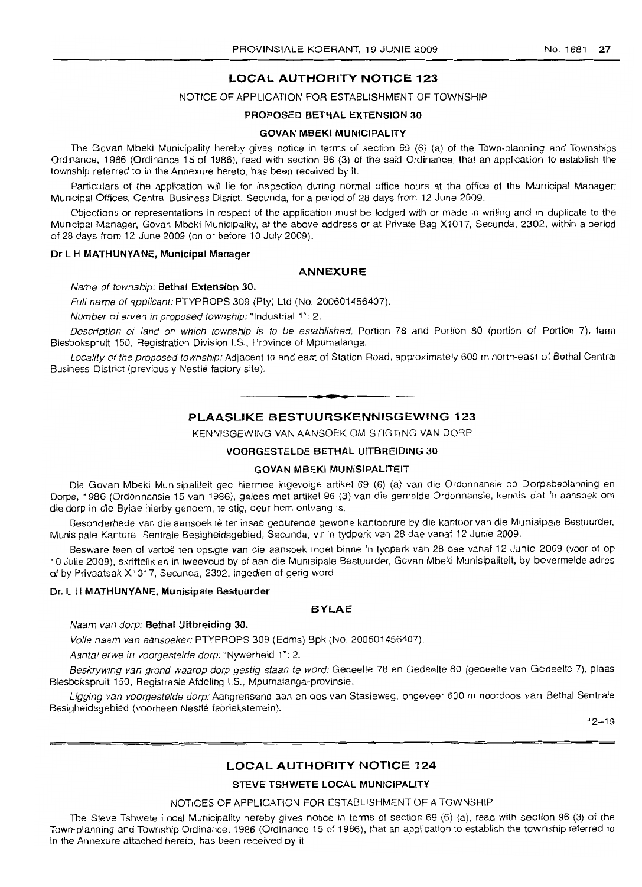## LOCAL AUTHORITY NOTICE 123

NOTICE OF APPLICATION FOR ESTABLISHMENT OF TOWNSHIP

**PROPOSED BETHAL EXTENSION 30**

**GOVAN MBEKI MUNICIPALITY**

The Govan Mbeki Municipality hereby gives notice in terms of section 69 (6) (a) of the Town-planning and Townships Ordinance, 1986 (Ordinance 15 of 1986), read with section 96 (3) of the said Ordinance, that an application to establish the township referred to in the Annexure hereto, has been received by it.

Particulars of the application will lie for inspection during normal office hours at the office of the Municipal Manager: Municipal Offices, Central Business Disrict, Secunda, for a period of 28 days from 12 June 2009.

Objections or representations in respect of the application must be lodged with or made in writing and in duplicate to the Municipal Manager, Govan Mbeki Municipality, at the above address or at Private Bag X1017, Secunda, 2302, within a period of 28 days from 12 June 2009 (on or before 10 July 2009).

**Dr L H MATHUNYANE, Municipal Manager**

**ANNEXURE**

*Name of township:* **Bethal Extension 30.**

*Full name of applicant:* PTYPROPS 309 (Pty) Ltd (No. 200601456407).

*Number of erven in proposed township:* "Industrial 1": 2.

*Description of land on which township is to be established:* Portion 78 and Portion 80 (portion of Portion 7), farm Blesbokspruit 150, Registration Division I.S., Province of Mpumalanga.

*Locality of the proposed township:* Adjacent to and east of Station Road, approximately 600 m north-east of Bethal Central Business District (previously Nestlé factory site).

---

## PLAASLIKE BESTUURSKENNISGEWING 123

KENNISGEWING VAN AANSOEK OM STIGTING VAN DORP

**VOORGESTELDE BETHAL UITBREIDING 30**

**GOVAN MBEKI MUNISIPALITEIT**

Die Govan Mbeki Munisipaliteit gee hiermee ingevolge artikel 69 (6) (a) van die Ordonnansie op Dorpsbeplanning en Dorpe, 1986 (Ordonnansie 15 van 1986), gelees met artikel 96 (3) van die gemelde Ordonnansie, kennis dat 'n aansoek om die dorp in die Bylae hierby genoem, te stig, deur hom ontvang is.

Besonderhede van die aansoek lê ter insae gedurende gewone kantoorure by die kantoor van die Munisipale Bestuurder, Munisipale Kantore, Sentrale Besigheidsgebied, Secunda, vir 'n tydperk van 28 dae vanaf 12 Junie 2009.

Besware teen of vertoë ten opsigte van die aansoek moet binne 'n tydperk van 28 dae vanaf 12 Junie 2009 (voor of op 10 Julie 2009), skriftelik en in tweevoud by of aan die Munisipale Bestuurder, Govan Mbeki Munisipaliteit, by bovermelde adres of by Privaatsak X1017, Secunda, 2302, ingedien of gerig word.

**Dr. L H MATHUNYANE, Munisipale Bestuurder**

**BYLAE**

*Naam van dorp:* **Bethal Uitbreiding 30.**

*Volle naam van aansoeker:* PTYPROPS 309 (Edms) Bpk (No. 200601456407).

*Aantal erwe in voorgestelde dorp:* "Nywerheid 1": 2.

*Beskrywing van grond waarop dorp gestig staan te word:* Gedeelte 78 en Gedeelte 80 (gedeelte van Gedeelte 7), plaas Blesbokspruit 150, Registrasie Afdeling I.S., Mpumalanga-provinsie.

*Ligging van voorgestelde dorp:* Aangrensend aan en oos van Stasieweg, ongeveer 600 m noordoos van Bethal Sentrale Besigheidsgebied (voorheen Nestlé fabrieksterrein).

12–19

---

## LOCAL AUTHORITY NOTICE 124

**STEVE TSHWETE LOCAL MUNICIPALITY**

NOTICES OF APPLICATION FOR ESTABLISHMENT OF A TOWNSHIP

The Steve Tshwete Local Municipality hereby gives notice in terms of section 69 (6) (a), read with section 96 (3) of the Town-planning and Township Ordinance, 1986 (Ordinance 15 of 1986), that an application to establish the township referred to in the Annexure attached hereto, has been received by it.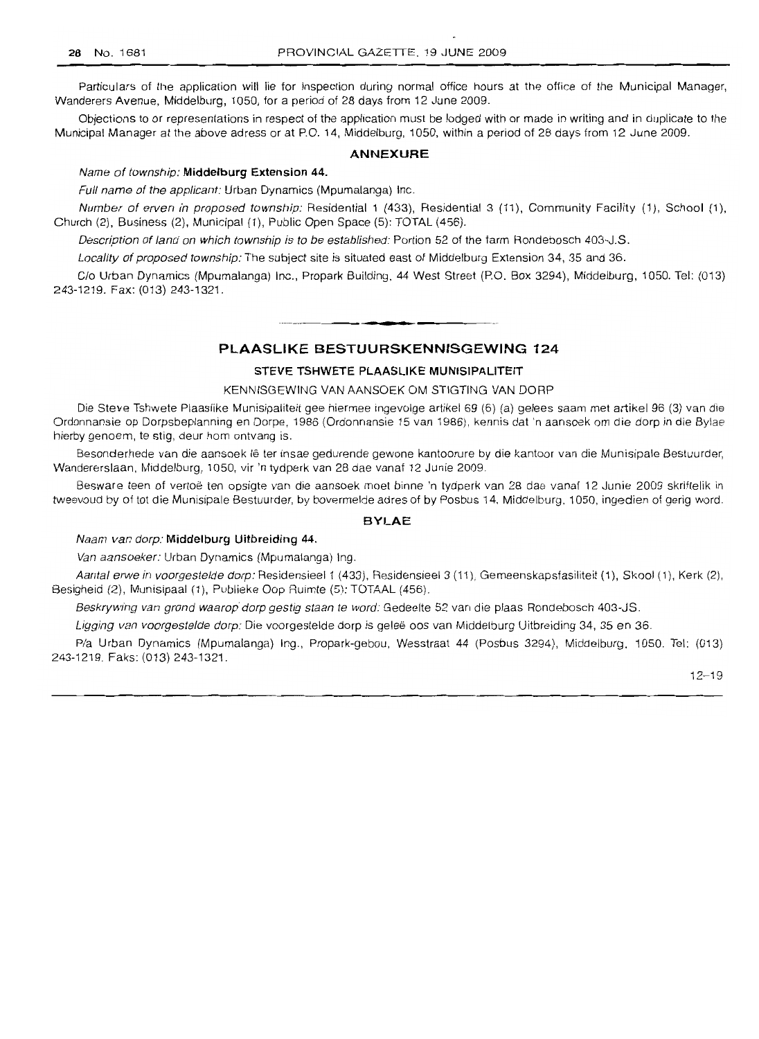Particulars of the application will lie for inspection during normal office hours at the office of the Municipal Manager, Wanderers Avenue, Middelburg, 1050, for a period of 28 days from 12 June 2009.

Objections to or representations in respect of the application must be lodged with or made in writing and in duplicate to the Municipal Manager at the above adress or at P.O. 14, Middelburg, 1050, within a period of 28 days from 12 June 2009.

### ANNEXURE

*Name of township:* **Middelburg Extension 44.**

*Full name of the applicant:* Urban Dynamics (Mpumalanga) Inc.

*Number of erven in proposed township:* Residential 1 (433), Residential 3 (11), Community Facility (1), School (1), Church (2), Business (2), Municipal (1), Public Open Space (5): TOTAL (456).

*Description of land on which township is to be established:* Portion 52 of the farm Rondebosch 403-J.S.

*Locality of proposed township:* The subject site is situated east of Middelburg Extension 34, 35 and 36.

C/o Urban Dynamics (Mpumalanga) Inc., Propark Building, 44 West Street (P.O. Box 3294), Middelburg, 1050. Tel: (013) 243-1219. Fax: (013) 243-1321.

---

## PLAASLIKE BESTUURSKENNISGEWING 124

### STEVE TSHWETE PLAASLIKE MUNISIPALITEIT

KENNISGEWING VAN AANSOEK OM STIGTING VAN DORP

Die Steve Tshwete Plaaslike Munisipaliteit gee hiermee ingevolge artikel 69 (6) (a) gelees saam met artikel 96 (3) van die Ordonnansie op Dorpsbeplanning en Dorpe, 1986 (Ordonnansie 15 van 1986), kennis dat 'n aansoek om die dorp in die Bylae hierby genoem, te stig, deur hom ontvang is.

Besonderhede van die aansoek lê ter insae gedurende gewone kantoorure by die kantoor van die Munisipale Bestuurder, Wandererslaan, Middelburg, 1050, vir 'n tydperk van 28 dae vanaf 12 Junie 2009.

Besware teen of vertoë ten opsigte van die aansoek moet binne 'n tydperk van 28 dae vanaf 12 Junie 2009 skriftelik in tweevoud by of tot die Munisipale Bestuurder, by bovermelde adres of by Posbus 14, Middelburg, 1050, ingedien of gerig word.

### BYLAE

*Naam van dorp:* **Middelburg Uitbreiding 44.**

*Van aansoeker:* Urban Dynamics (Mpumalanga) Ing.

*Aantal erwe in voorgestelde dorp:* Residensieel 1 (433), Residensieel 3 (11), Gemeenskapsfasiliteit (1), Skool (1), Kerk (2), Besigheid (2), Munisipaal (1), Publieke Oop Ruimte (5): TOTAAL (456).

*Beskrywing van grond waarop dorp gestig staan te word:* Gedeelte 52 van die plaas Rondebosch 403-JS.

*Ligging van voorgestelde dorp:* Die voorgestelde dorp is geleë oos van Middelburg Uitbreiding 34, 35 en 36.

P/a Urban Dynamics (Mpumalanga) Ing., Propark-gebou, Wesstraat 44 (Posbus 3294), Middelburg, 1050. Tel: (013) 243-1219. Faks: (013) 243-1321.

12–19